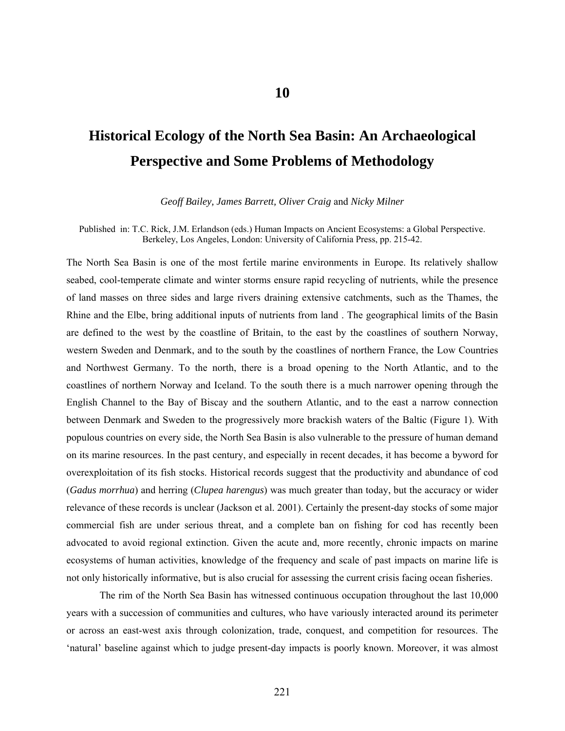# 10

# Historical Ecology of the North Sea Basin: An Archaeological Perspective and Some Problems of Methodology

*Geoff Bailey, James Barrett, Oliver Craig* and *Nicky Milner*

Published in: T.C. Rick, J.M. Erlandson (eds.) Human Impacts on Ancient Ecosystems: a Global Perspective. Berkeley, Los Angeles, London: University of California Press, pp. 215-42.

The North Sea Basin is one of the most fertile marine environments in Europe. Its relatively shallow seabed, cool-temperate climate and winter storms ensure rapid recycling of nutrients, while the presence of land masses on three sides and large rivers draining extensive catchments, such as the Thames, the Rhine and the Elbe, bring additional inputs of nutrients from land . The geographical limits of the Basin are defined to the west by the coastline of Britain, to the east by the coastlines of southern Norway, western Sweden and Denmark, and to the south by the coastlines of northern France, the Low Countries and Northwest Germany. To the north, there is a broad opening to the North Atlantic, and to the coastlines of northern Norway and Iceland. To the south there is a much narrower opening through the English Channel to the Bay of Biscay and the southern Atlantic, and to the east a narrow connection between Denmark and Sweden to the progressively more brackish waters of the Baltic (Figure 1). With populous countries on every side, the North Sea Basin is also vulnerable to the pressure of human demand on its marine resources. In the past century, and especially in recent decades, it has become a byword for overexploitation of its fish stocks. Historical records suggest that the productivity and abundance of cod (*Gadus morrhua*) and herring (*Clupea harengus*) was much greater than today, but the accuracy or wider relevance of these records is unclear (Jackson et al. 2001). Certainly the present-day stocks of some major commercial fish are under serious threat, and a complete ban on fishing for cod has recently been advocated to avoid regional extinction. Given the acute and, more recently, chronic impacts on marine ecosystems of human activities, knowledge of the frequency and scale of past impacts on marine life is not only historically informative, but is also crucial for assessing the current crisis facing ocean fisheries.

The rim of the North Sea Basin has witnessed continuous occupation throughout the last 10,000 years with a succession of communities and cultures, who have variously interacted around its perimeter or across an east-west axis through colonization, trade, conquest, and competition for resources. The 'natural' baseline against which to judge present-day impacts is poorly known. Moreover, it was almost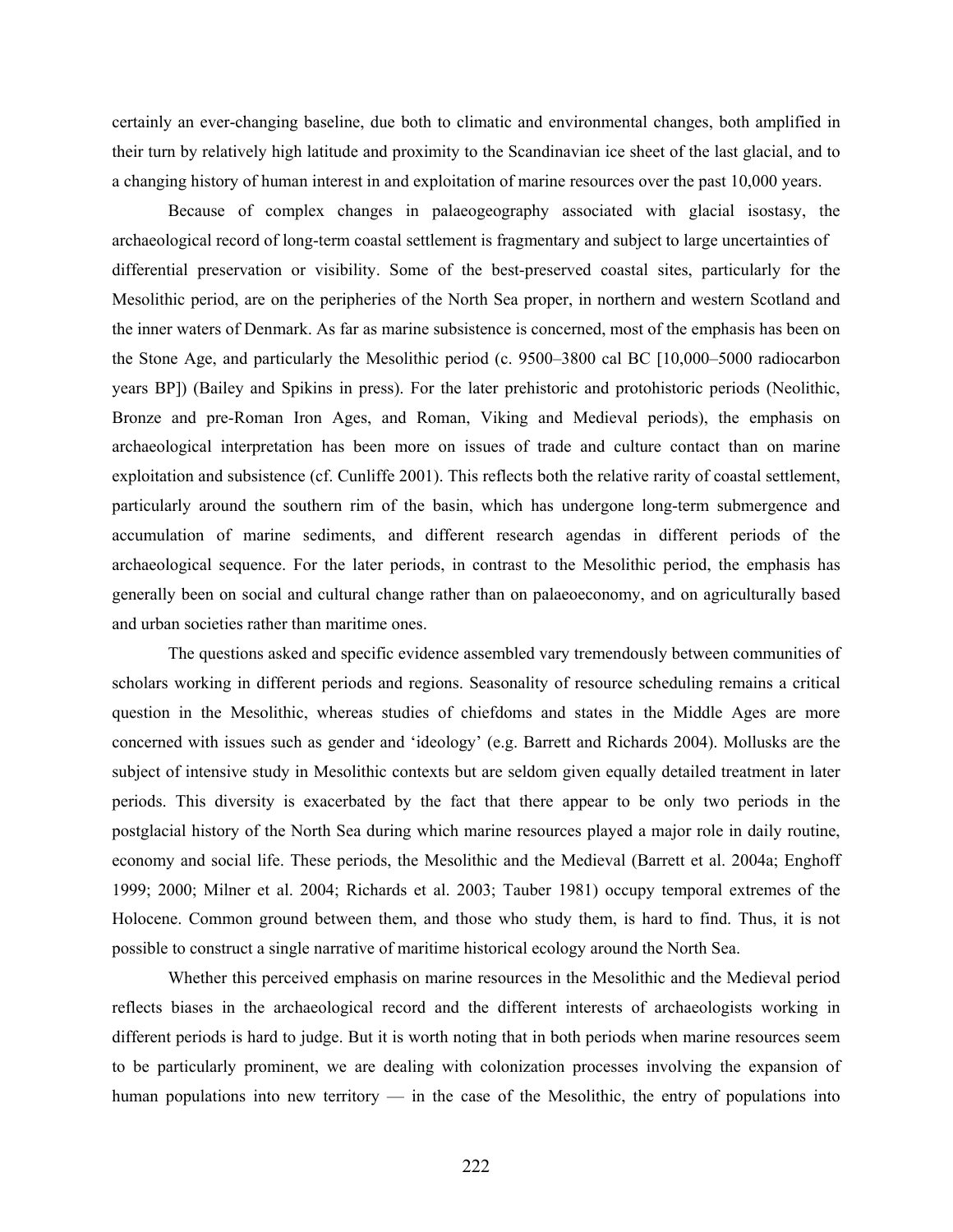certainly an ever-changing baseline, due both to climatic and environmental changes, both amplified in their turn by relatively high latitude and proximity to the Scandinavian ice sheet of the last glacial, and to a changing history of human interest in and exploitation of marine resources over the past 10,000 years.

Because of complex changes in palaeogeography associated with glacial isostasy, the archaeological record of long-term coastal settlement is fragmentary and subject to large uncertainties of differential preservation or visibility. Some of the best-preserved coastal sites, particularly for the Mesolithic period, are on the peripheries of the North Sea proper, in northern and western Scotland and the inner waters of Denmark. As far as marine subsistence is concerned, most of the emphasis has been on the Stone Age, and particularly the Mesolithic period (c. 9500–3800 cal BC [10,000–5000 radiocarbon years BP]) (Bailey and Spikins in press). For the later prehistoric and protohistoric periods (Neolithic, Bronze and pre-Roman Iron Ages, and Roman, Viking and Medieval periods), the emphasis on archaeological interpretation has been more on issues of trade and culture contact than on marine exploitation and subsistence (cf. Cunliffe 2001). This reflects both the relative rarity of coastal settlement, particularly around the southern rim of the basin, which has undergone long-term submergence and accumulation of marine sediments, and different research agendas in different periods of the archaeological sequence. For the later periods, in contrast to the Mesolithic period, the emphasis has generally been on social and cultural change rather than on palaeoeconomy, and on agriculturally based and urban societies rather than maritime ones.

The questions asked and specific evidence assembled vary tremendously between communities of scholars working in different periods and regions. Seasonality of resource scheduling remains a critical question in the Mesolithic, whereas studies of chiefdoms and states in the Middle Ages are more concerned with issues such as gender and 'ideology' (e.g. Barrett and Richards 2004). Mollusks are the subject of intensive study in Mesolithic contexts but are seldom given equally detailed treatment in later periods. This diversity is exacerbated by the fact that there appear to be only two periods in the postglacial history of the North Sea during which marine resources played a major role in daily routine, economy and social life. These periods, the Mesolithic and the Medieval (Barrett et al. 2004a; Enghoff 1999; 2000; Milner et al. 2004; Richards et al. 2003; Tauber 1981) occupy temporal extremes of the Holocene. Common ground between them, and those who study them, is hard to find. Thus, it is not possible to construct a single narrative of maritime historical ecology around the North Sea.

Whether this perceived emphasis on marine resources in the Mesolithic and the Medieval period reflects biases in the archaeological record and the different interests of archaeologists working in different periods is hard to judge. But it is worth noting that in both periods when marine resources seem to be particularly prominent, we are dealing with colonization processes involving the expansion of human populations into new territory — in the case of the Mesolithic, the entry of populations into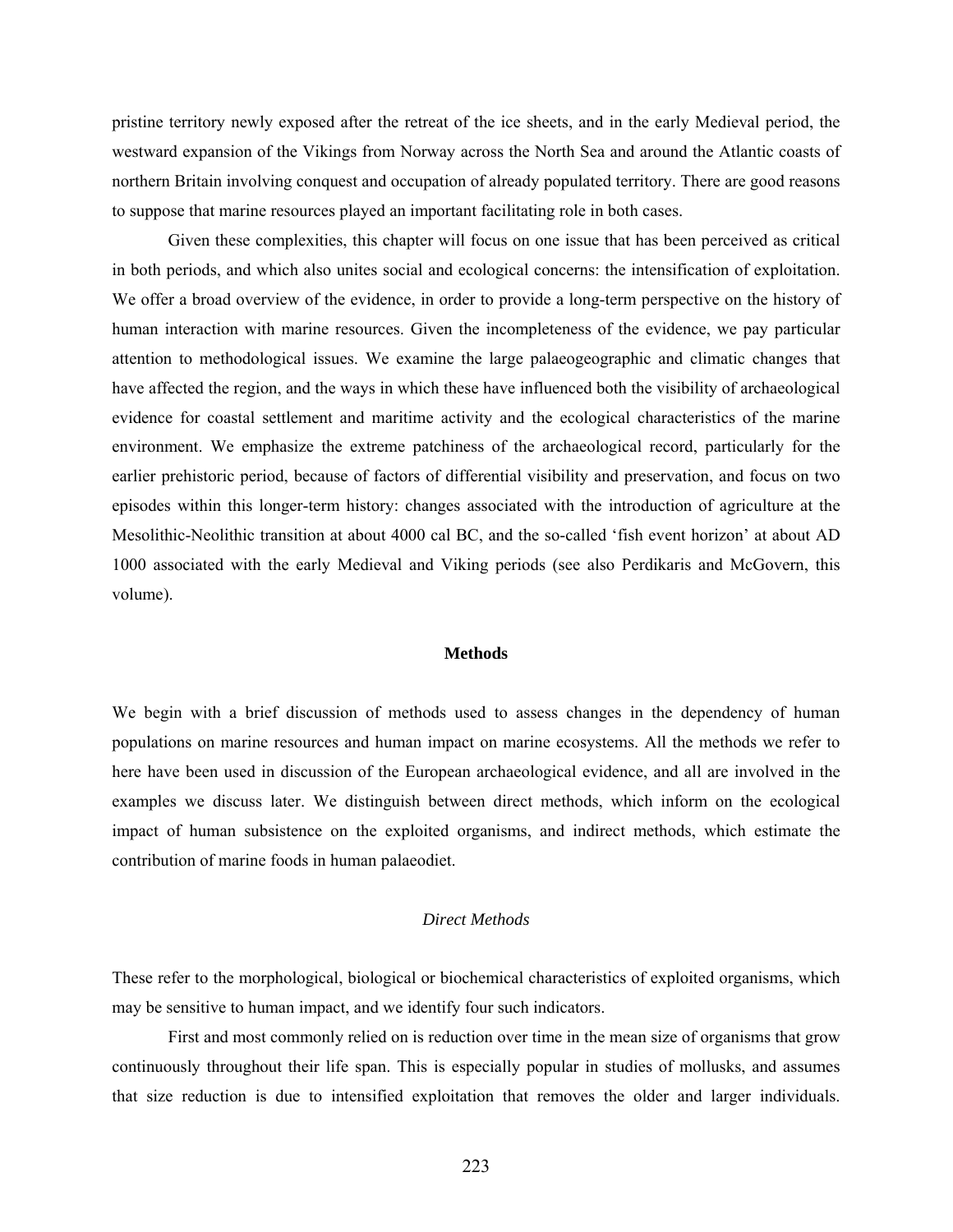pristine territory newly exposed after the retreat of the ice sheets, and in the early Medieval period, the westward expansion of the Vikings from Norway across the North Sea and around the Atlantic coasts of northern Britain involving conquest and occupation of already populated territory. There are good reasons to suppose that marine resources played an important facilitating role in both cases.

Given these complexities, this chapter will focus on one issue that has been perceived as critical in both periods, and which also unites social and ecological concerns: the intensification of exploitation. We offer a broad overview of the evidence, in order to provide a long-term perspective on the history of human interaction with marine resources. Given the incompleteness of the evidence, we pay particular attention to methodological issues. We examine the large palaeogeographic and climatic changes that have affected the region, and the ways in which these have influenced both the visibility of archaeological evidence for coastal settlement and maritime activity and the ecological characteristics of the marine environment. We emphasize the extreme patchiness of the archaeological record, particularly for the earlier prehistoric period, because of factors of differential visibility and preservation, and focus on two episodes within this longer-term history: changes associated with the introduction of agriculture at the Mesolithic-Neolithic transition at about 4000 cal BC, and the so-called 'fish event horizon' at about AD 1000 associated with the early Medieval and Viking periods (see also Perdikaris and McGovern, this volume).

## Methods

We begin with a brief discussion of methods used to assess changes in the dependency of human populations on marine resources and human impact on marine ecosystems. All the methods we refer to here have been used in discussion of the European archaeological evidence, and all are involved in the examples we discuss later. We distinguish between direct methods, which inform on the ecological impact of human subsistence on the exploited organisms, and indirect methods, which estimate the contribution of marine foods in human palaeodiet.

### *Direct Methods*

These refer to the morphological, biological or biochemical characteristics of exploited organisms, which may be sensitive to human impact, and we identify four such indicators.

First and most commonly relied on is reduction over time in the mean size of organisms that grow continuously throughout their life span. This is especially popular in studies of mollusks, and assumes that size reduction is due to intensified exploitation that removes the older and larger individuals.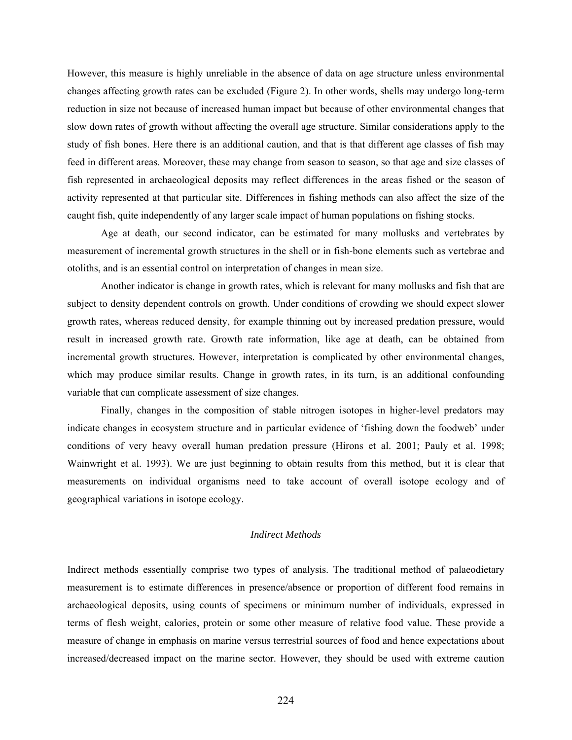However, this measure is highly unreliable in the absence of data on age structure unless environmental changes affecting growth rates can be excluded (Figure 2). In other words, shells may undergo long-term reduction in size not because of increased human impact but because of other environmental changes that slow down rates of growth without affecting the overall age structure. Similar considerations apply to the study of fish bones. Here there is an additional caution, and that is that different age classes of fish may feed in different areas. Moreover, these may change from season to season, so that age and size classes of fish represented in archaeological deposits may reflect differences in the areas fished or the season of activity represented at that particular site. Differences in fishing methods can also affect the size of the caught fish, quite independently of any larger scale impact of human populations on fishing stocks.

Age at death, our second indicator, can be estimated for many mollusks and vertebrates by measurement of incremental growth structures in the shell or in fish-bone elements such as vertebrae and otoliths, and is an essential control on interpretation of changes in mean size.

Another indicator is change in growth rates, which is relevant for many mollusks and fish that are subject to density dependent controls on growth. Under conditions of crowding we should expect slower growth rates, whereas reduced density, for example thinning out by increased predation pressure, would result in increased growth rate. Growth rate information, like age at death, can be obtained from incremental growth structures. However, interpretation is complicated by other environmental changes, which may produce similar results. Change in growth rates, in its turn, is an additional confounding variable that can complicate assessment of size changes.

Finally, changes in the composition of stable nitrogen isotopes in higher-level predators may indicate changes in ecosystem structure and in particular evidence of 'fishing down the foodweb' under conditions of very heavy overall human predation pressure (Hirons et al. 2001; Pauly et al. 1998; Wainwright et al. 1993). We are just beginning to obtain results from this method, but it is clear that measurements on individual organisms need to take account of overall isotope ecology and of geographical variations in isotope ecology.

### *Indirect Methods*

Indirect methods essentially comprise two types of analysis. The traditional method of palaeodietary measurement is to estimate differences in presence/absence or proportion of different food remains in archaeological deposits, using counts of specimens or minimum number of individuals, expressed in terms of flesh weight, calories, protein or some other measure of relative food value. These provide a measure of change in emphasis on marine versus terrestrial sources of food and hence expectations about increased/decreased impact on the marine sector. However, they should be used with extreme caution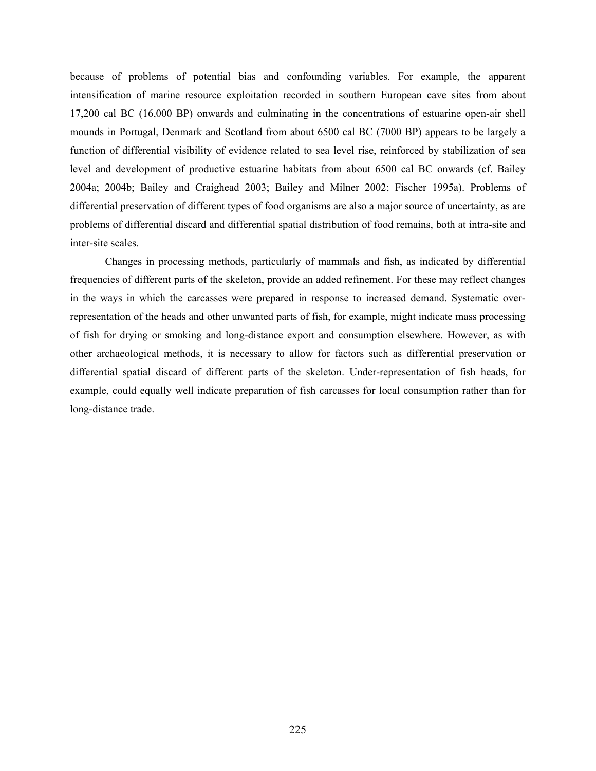because of problems of potential bias and confounding variables. For example, the apparent intensification of marine resource exploitation recorded in southern European cave sites from about 17,200 cal BC (16,000 BP) onwards and culminating in the concentrations of estuarine open-air shell mounds in Portugal, Denmark and Scotland from about 6500 cal BC (7000 BP) appears to be largely a function of differential visibility of evidence related to sea level rise, reinforced by stabilization of sea level and development of productive estuarine habitats from about 6500 cal BC onwards (cf. Bailey 2004a; 2004b; Bailey and Craighead 2003; Bailey and Milner 2002; Fischer 1995a). Problems of differential preservation of different types of food organisms are also a major source of uncertainty, as are problems of differential discard and differential spatial distribution of food remains, both at intra-site and inter-site scales.

Changes in processing methods, particularly of mammals and fish, as indicated by differential frequencies of different parts of the skeleton, provide an added refinement. For these may reflect changes in the ways in which the carcasses were prepared in response to increased demand. Systematic over-representation of the heads and other unwanted parts of fish, for example, might indicate mass processing of fish for drying or smoking and long-distance export and consumption elsewhere. However, as with other archaeological methods, it is necessary to allow for factors such as differential preservation or differential spatial discard of different parts of the skeleton. Under-representation of fish heads, for example, could equally well indicate preparation of fish carcasses for local consumption rather than for long-distance trade.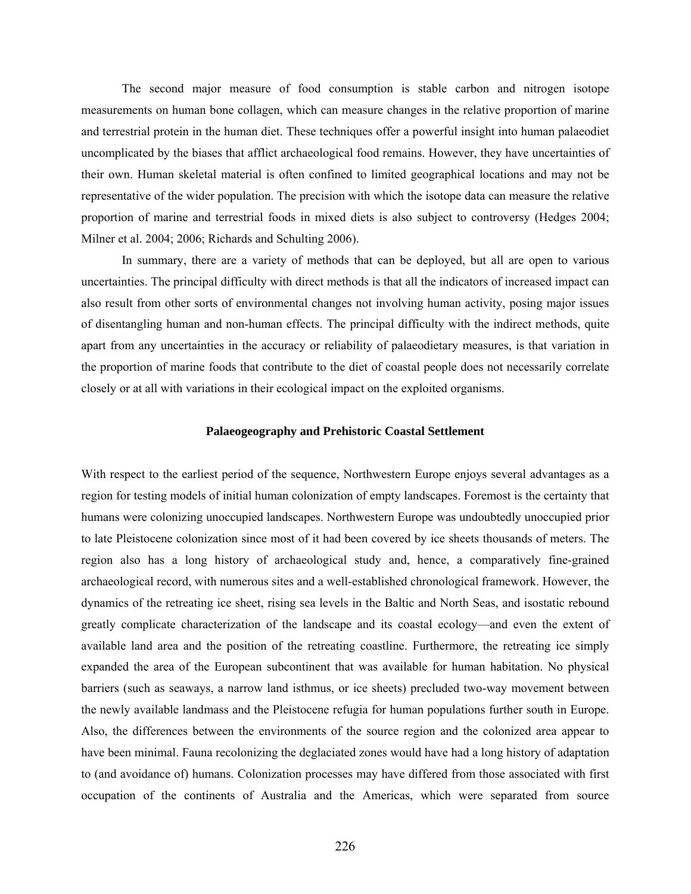The second major measure of food consumption is stable carbon and nitrogen isotope measurements on human bone collagen, which can measure changes in the relative proportion of marine and terrestrial protein in the human diet. These techniques offer a powerful insight into human palaeodiet uncomplicated by the biases that afflict archaeological food remains. However, they have uncertainties of their own. Human skeletal material is often confined to limited geographical locations and may not be representative of the wider population. The precision with which the isotope data can measure the relative proportion of marine and terrestrial foods in mixed diets is also subject to controversy (Hedges 2004; Milner et al. 2004; 2006; Richards and Schulting 2006).

In summary, there are a variety of methods that can be deployed, but all are open to various uncertainties. The principal difficulty with direct methods is that all the indicators of increased impact can also result from other sorts of environmental changes not involving human activity, posing major issues of disentangling human and non-human effects. The principal difficulty with the indirect methods, quite apart from any uncertainties in the accuracy or reliability of palaeodietary measures, is that variation in the proportion of marine foods that contribute to the diet of coastal people does not necessarily correlate closely or at all with variations in their ecological impact on the exploited organisms.

## Palaeogeography and Prehistoric Coastal Settlement

With respect to the earliest period of the sequence, Northwestern Europe enjoys several advantages as a region for testing models of initial human colonization of empty landscapes. Foremost is the certainty that humans were colonizing unoccupied landscapes. Northwestern Europe was undoubtedly unoccupied prior to late Pleistocene colonization since most of it had been covered by ice sheets thousands of meters. The region also has a long history of archaeological study and, hence, a comparatively fine-grained archaeological record, with numerous sites and a well-established chronological framework. However, the dynamics of the retreating ice sheet, rising sea levels in the Baltic and North Seas, and isostatic rebound greatly complicate characterization of the landscape and its coastal ecology—and even the extent of available land area and the position of the retreating coastline. Furthermore, the retreating ice simply expanded the area of the European subcontinent that was available for human habitation. No physical barriers (such as seaways, a narrow land isthmus, or ice sheets) precluded two-way movement between the newly available landmass and the Pleistocene refugia for human populations further south in Europe. Also, the differences between the environments of the source region and the colonized area appear to have been minimal. Fauna recolonizing the deglaciated zones would have had a long history of adaptation to (and avoidance of) humans. Colonization processes may have differed from those associated with first occupation of the continents of Australia and the Americas, which were separated from source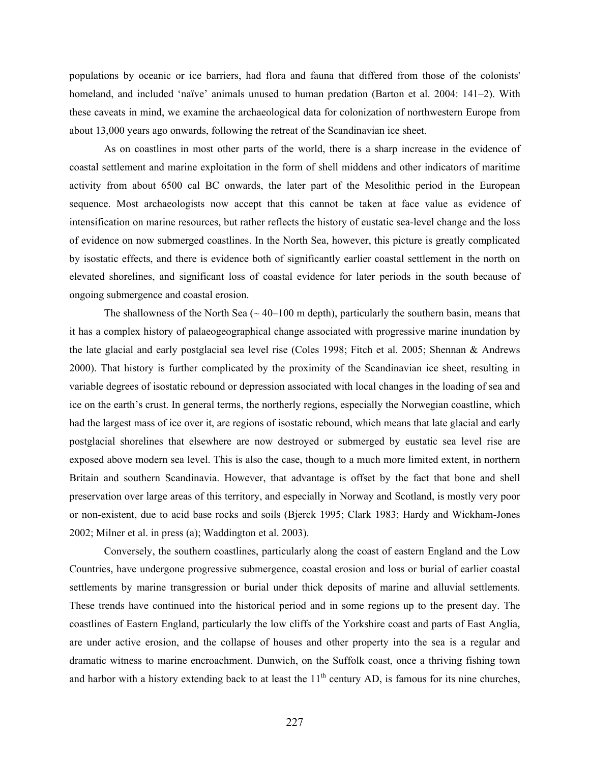populations by oceanic or ice barriers, had flora and fauna that differed from those of the colonists' homeland, and included 'naïve' animals unused to human predation (Barton et al. 2004: 141–2). With these caveats in mind, we examine the archaeological data for colonization of northwestern Europe from about 13,000 years ago onwards, following the retreat of the Scandinavian ice sheet.

As on coastlines in most other parts of the world, there is a sharp increase in the evidence of coastal settlement and marine exploitation in the form of shell middens and other indicators of maritime activity from about 6500 cal BC onwards, the later part of the Mesolithic period in the European sequence. Most archaeologists now accept that this cannot be taken at face value as evidence of intensification on marine resources, but rather reflects the history of eustatic sea-level change and the loss of evidence on now submerged coastlines. In the North Sea, however, this picture is greatly complicated by isostatic effects, and there is evidence both of significantly earlier coastal settlement in the north on elevated shorelines, and significant loss of coastal evidence for later periods in the south because of ongoing submergence and coastal erosion.

The shallowness of the North Sea (~ 40–100 m depth), particularly the southern basin, means that it has a complex history of palaeogeographical change associated with progressive marine inundation by the late glacial and early postglacial sea level rise (Coles 1998; Fitch et al. 2005; Shennan & Andrews 2000). That history is further complicated by the proximity of the Scandinavian ice sheet, resulting in variable degrees of isostatic rebound or depression associated with local changes in the loading of sea and ice on the earth's crust. In general terms, the northerly regions, especially the Norwegian coastline, which had the largest mass of ice over it, are regions of isostatic rebound, which means that late glacial and early postglacial shorelines that elsewhere are now destroyed or submerged by eustatic sea level rise are exposed above modern sea level. This is also the case, though to a much more limited extent, in northern Britain and southern Scandinavia. However, that advantage is offset by the fact that bone and shell preservation over large areas of this territory, and especially in Norway and Scotland, is mostly very poor or non-existent, due to acid base rocks and soils (Bjerck 1995; Clark 1983; Hardy and Wickham-Jones 2002; Milner et al. in press (a); Waddington et al. 2003).

Conversely, the southern coastlines, particularly along the coast of eastern England and the Low Countries, have undergone progressive submergence, coastal erosion and loss or burial of earlier coastal settlements by marine transgression or burial under thick deposits of marine and alluvial settlements. These trends have continued into the historical period and in some regions up to the present day. The coastlines of Eastern England, particularly the low cliffs of the Yorkshire coast and parts of East Anglia, are under active erosion, and the collapse of houses and other property into the sea is a regular and dramatic witness to marine encroachment. Dunwich, on the Suffolk coast, once a thriving fishing town and harbor with a history extending back to at least the 11th century AD, is famous for its nine churches,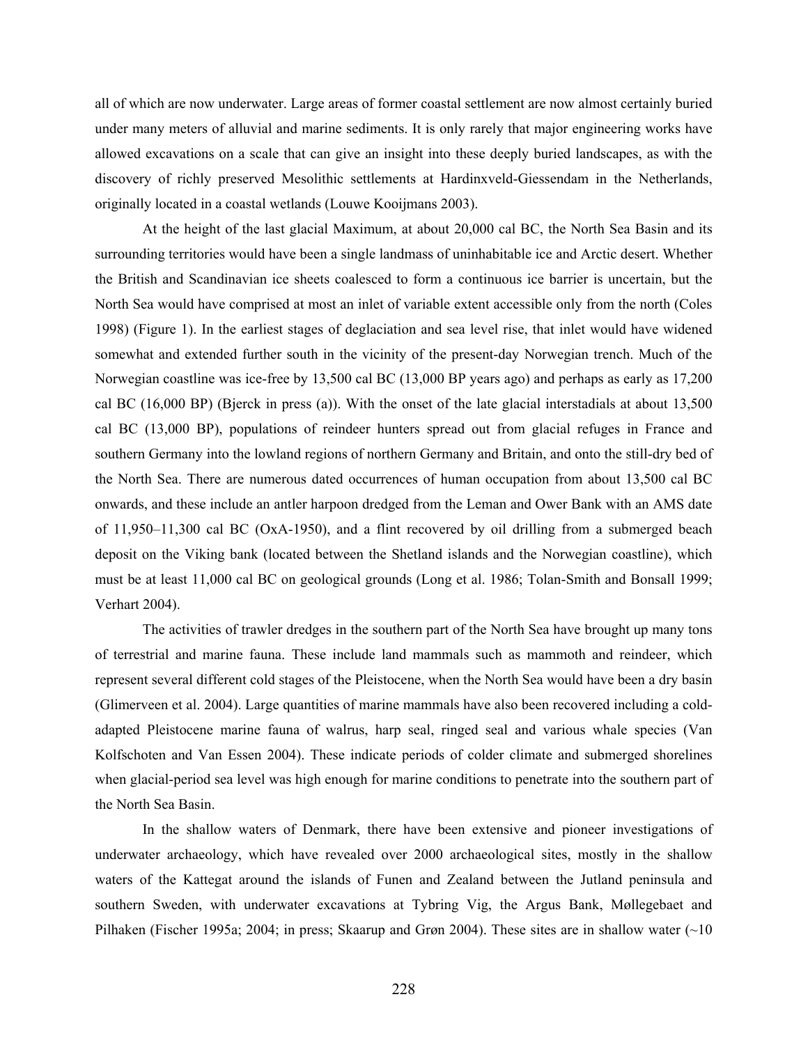all of which are now underwater. Large areas of former coastal settlement are now almost certainly buried under many meters of alluvial and marine sediments. It is only rarely that major engineering works have allowed excavations on a scale that can give an insight into these deeply buried landscapes, as with the discovery of richly preserved Mesolithic settlements at Hardinxveld-Giessendam in the Netherlands, originally located in a coastal wetlands (Louwe Kooijmans 2003).

At the height of the last glacial Maximum, at about 20,000 cal BC, the North Sea Basin and its surrounding territories would have been a single landmass of uninhabitable ice and Arctic desert. Whether the British and Scandinavian ice sheets coalesced to form a continuous ice barrier is uncertain, but the North Sea would have comprised at most an inlet of variable extent accessible only from the north (Coles 1998) (Figure 1). In the earliest stages of deglaciation and sea level rise, that inlet would have widened somewhat and extended further south in the vicinity of the present-day Norwegian trench. Much of the Norwegian coastline was ice-free by 13,500 cal BC (13,000 BP years ago) and perhaps as early as 17,200 cal BC (16,000 BP) (Bjerck in press (a)). With the onset of the late glacial interstadials at about 13,500 cal BC (13,000 BP), populations of reindeer hunters spread out from glacial refuges in France and southern Germany into the lowland regions of northern Germany and Britain, and onto the still-dry bed of the North Sea. There are numerous dated occurrences of human occupation from about 13,500 cal BC onwards, and these include an antler harpoon dredged from the Leman and Ower Bank with an AMS date of 11,950–11,300 cal BC (OxA-1950), and a flint recovered by oil drilling from a submerged beach deposit on the Viking bank (located between the Shetland islands and the Norwegian coastline), which must be at least 11,000 cal BC on geological grounds (Long et al. 1986; Tolan-Smith and Bonsall 1999; Verhart 2004).

The activities of trawler dredges in the southern part of the North Sea have brought up many tons of terrestrial and marine fauna. These include land mammals such as mammoth and reindeer, which represent several different cold stages of the Pleistocene, when the North Sea would have been a dry basin (Glimerveen et al. 2004). Large quantities of marine mammals have also been recovered including a cold-adapted Pleistocene marine fauna of walrus, harp seal, ringed seal and various whale species (Van Kolfschoten and Van Essen 2004). These indicate periods of colder climate and submerged shorelines when glacial-period sea level was high enough for marine conditions to penetrate into the southern part of the North Sea Basin.

In the shallow waters of Denmark, there have been extensive and pioneer investigations of underwater archaeology, which have revealed over 2000 archaeological sites, mostly in the shallow waters of the Kattegat around the islands of Funen and Zealand between the Jutland peninsula and southern Sweden, with underwater excavations at Tybring Vig, the Argus Bank, Møllegebaet and Pilhaken (Fischer 1995a; 2004; in press; Skaarup and Grøn 2004). These sites are in shallow water (~10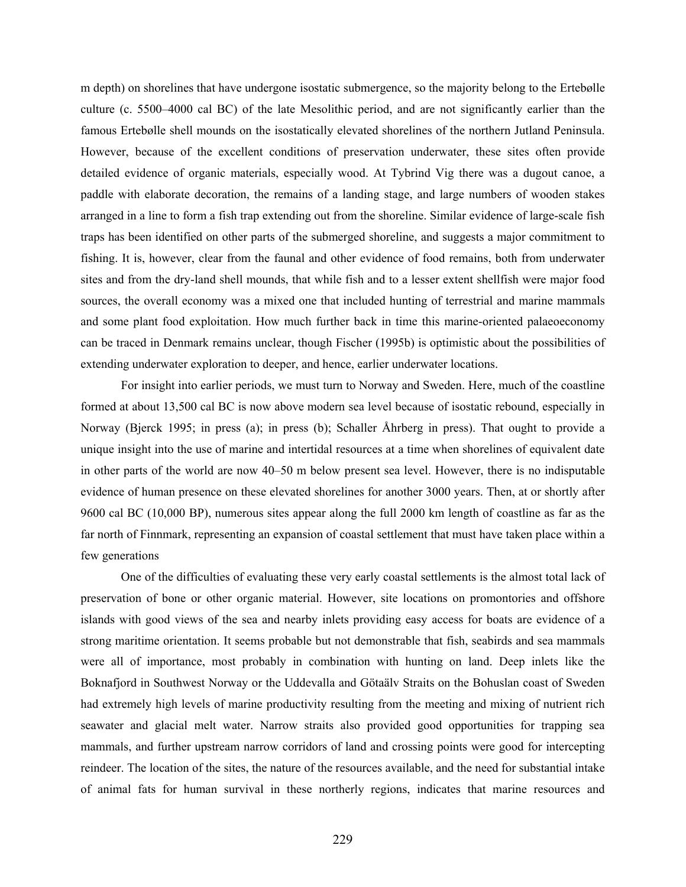m depth) on shorelines that have undergone isostatic submergence, so the majority belong to the Ertebølle culture (c. 5500–4000 cal BC) of the late Mesolithic period, and are not significantly earlier than the famous Ertebølle shell mounds on the isostatically elevated shorelines of the northern Jutland Peninsula. However, because of the excellent conditions of preservation underwater, these sites often provide detailed evidence of organic materials, especially wood. At Tybrind Vig there was a dugout canoe, a paddle with elaborate decoration, the remains of a landing stage, and large numbers of wooden stakes arranged in a line to form a fish trap extending out from the shoreline. Similar evidence of large-scale fish traps has been identified on other parts of the submerged shoreline, and suggests a major commitment to fishing. It is, however, clear from the faunal and other evidence of food remains, both from underwater sites and from the dry-land shell mounds, that while fish and to a lesser extent shellfish were major food sources, the overall economy was a mixed one that included hunting of terrestrial and marine mammals and some plant food exploitation. How much further back in time this marine-oriented palaeoeconomy can be traced in Denmark remains unclear, though Fischer (1995b) is optimistic about the possibilities of extending underwater exploration to deeper, and hence, earlier underwater locations.

For insight into earlier periods, we must turn to Norway and Sweden. Here, much of the coastline formed at about 13,500 cal BC is now above modern sea level because of isostatic rebound, especially in Norway (Bjerck 1995; in press (a); in press (b); Schaller Åhrberg in press). That ought to provide a unique insight into the use of marine and intertidal resources at a time when shorelines of equivalent date in other parts of the world are now 40–50 m below present sea level. However, there is no indisputable evidence of human presence on these elevated shorelines for another 3000 years. Then, at or shortly after 9600 cal BC (10,000 BP), numerous sites appear along the full 2000 km length of coastline as far as the far north of Finnmark, representing an expansion of coastal settlement that must have taken place within a few generations

One of the difficulties of evaluating these very early coastal settlements is the almost total lack of preservation of bone or other organic material. However, site locations on promontories and offshore islands with good views of the sea and nearby inlets providing easy access for boats are evidence of a strong maritime orientation. It seems probable but not demonstrable that fish, seabirds and sea mammals were all of importance, most probably in combination with hunting on land. Deep inlets like the Boknafjord in Southwest Norway or the Uddevalla and Götaälv Straits on the Bohuslan coast of Sweden had extremely high levels of marine productivity resulting from the meeting and mixing of nutrient rich seawater and glacial melt water. Narrow straits also provided good opportunities for trapping sea mammals, and further upstream narrow corridors of land and crossing points were good for intercepting reindeer. The location of the sites, the nature of the resources available, and the need for substantial intake of animal fats for human survival in these northerly regions, indicates that marine resources and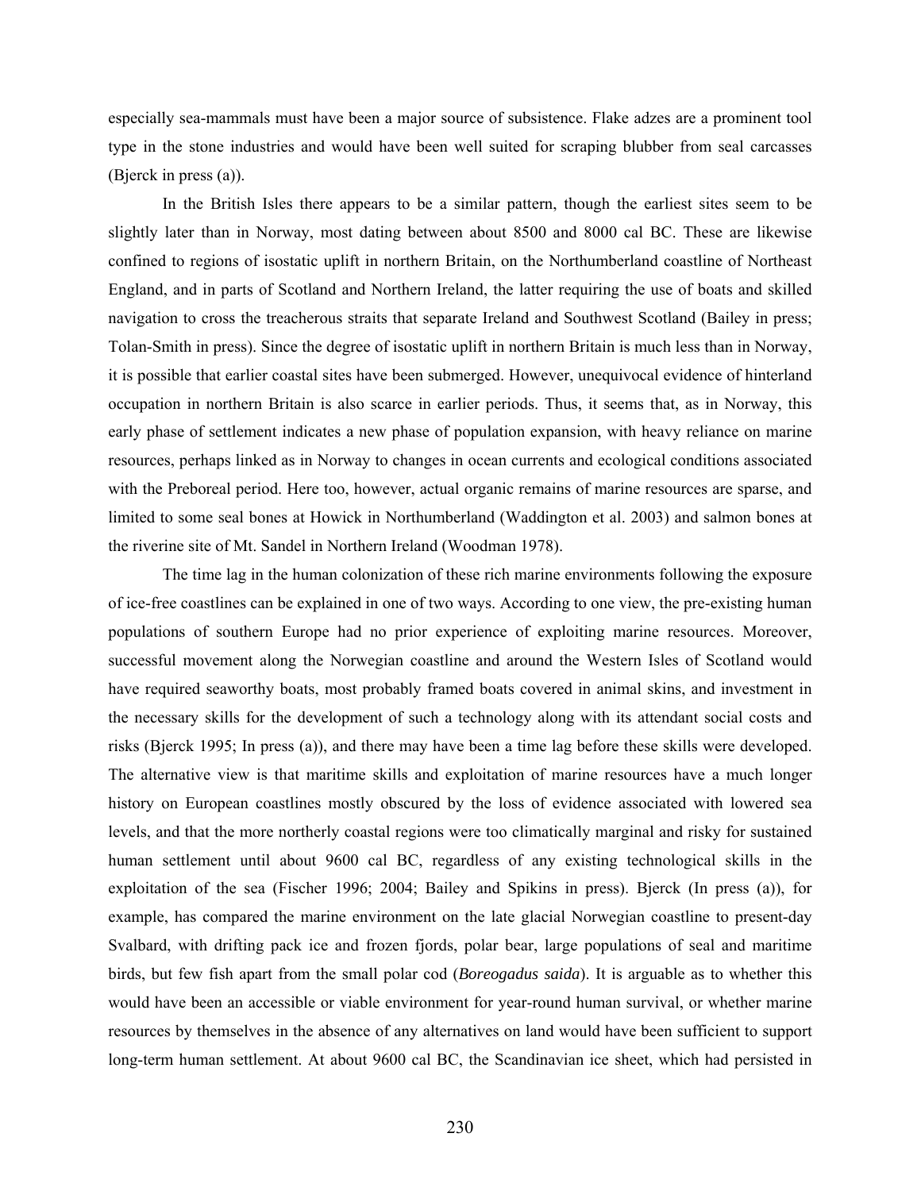especially sea-mammals must have been a major source of subsistence. Flake adzes are a prominent tool type in the stone industries and would have been well suited for scraping blubber from seal carcasses (Bjerck in press (a)).

In the British Isles there appears to be a similar pattern, though the earliest sites seem to be slightly later than in Norway, most dating between about 8500 and 8000 cal BC. These are likewise confined to regions of isostatic uplift in northern Britain, on the Northumberland coastline of Northeast England, and in parts of Scotland and Northern Ireland, the latter requiring the use of boats and skilled navigation to cross the treacherous straits that separate Ireland and Southwest Scotland (Bailey in press; Tolan-Smith in press). Since the degree of isostatic uplift in northern Britain is much less than in Norway, it is possible that earlier coastal sites have been submerged. However, unequivocal evidence of hinterland occupation in northern Britain is also scarce in earlier periods. Thus, it seems that, as in Norway, this early phase of settlement indicates a new phase of population expansion, with heavy reliance on marine resources, perhaps linked as in Norway to changes in ocean currents and ecological conditions associated with the Preboreal period. Here too, however, actual organic remains of marine resources are sparse, and limited to some seal bones at Howick in Northumberland (Waddington et al. 2003) and salmon bones at the riverine site of Mt. Sandel in Northern Ireland (Woodman 1978).

The time lag in the human colonization of these rich marine environments following the exposure of ice-free coastlines can be explained in one of two ways. According to one view, the pre-existing human populations of southern Europe had no prior experience of exploiting marine resources. Moreover, successful movement along the Norwegian coastline and around the Western Isles of Scotland would have required seaworthy boats, most probably framed boats covered in animal skins, and investment in the necessary skills for the development of such a technology along with its attendant social costs and risks (Bjerck 1995; In press (a)), and there may have been a time lag before these skills were developed. The alternative view is that maritime skills and exploitation of marine resources have a much longer history on European coastlines mostly obscured by the loss of evidence associated with lowered sea levels, and that the more northerly coastal regions were too climatically marginal and risky for sustained human settlement until about 9600 cal BC, regardless of any existing technological skills in the exploitation of the sea (Fischer 1996; 2004; Bailey and Spikins in press). Bjerck (In press (a)), for example, has compared the marine environment on the late glacial Norwegian coastline to present-day Svalbard, with drifting pack ice and frozen fjords, polar bear, large populations of seal and maritime birds, but few fish apart from the small polar cod (*Boreogadus saida*). It is arguable as to whether this would have been an accessible or viable environment for year-round human survival, or whether marine resources by themselves in the absence of any alternatives on land would have been sufficient to support long-term human settlement. At about 9600 cal BC, the Scandinavian ice sheet, which had persisted in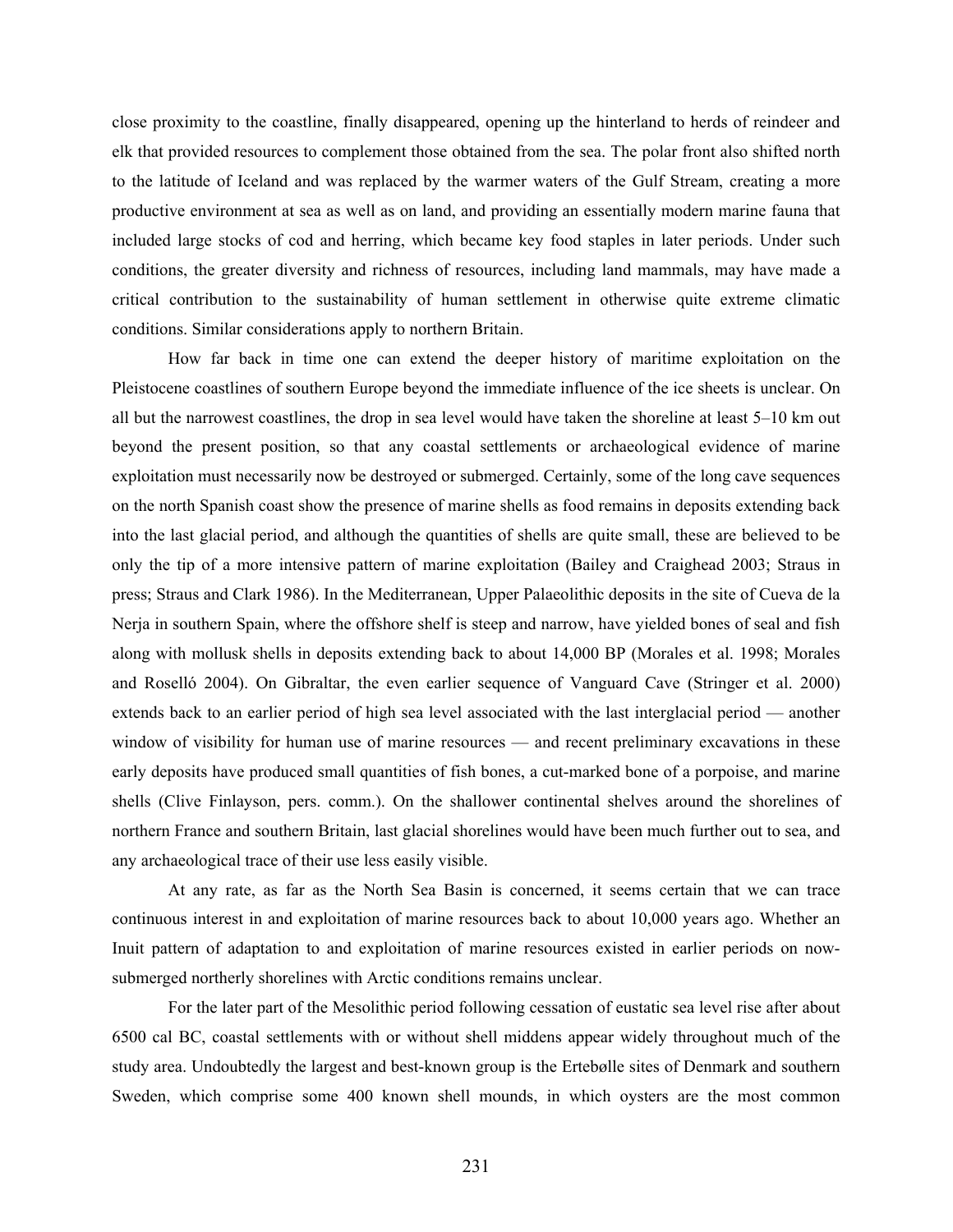close proximity to the coastline, finally disappeared, opening up the hinterland to herds of reindeer and elk that provided resources to complement those obtained from the sea. The polar front also shifted north to the latitude of Iceland and was replaced by the warmer waters of the Gulf Stream, creating a more productive environment at sea as well as on land, and providing an essentially modern marine fauna that included large stocks of cod and herring, which became key food staples in later periods. Under such conditions, the greater diversity and richness of resources, including land mammals, may have made a critical contribution to the sustainability of human settlement in otherwise quite extreme climatic conditions. Similar considerations apply to northern Britain.

How far back in time one can extend the deeper history of maritime exploitation on the Pleistocene coastlines of southern Europe beyond the immediate influence of the ice sheets is unclear. On all but the narrowest coastlines, the drop in sea level would have taken the shoreline at least 5–10 km out beyond the present position, so that any coastal settlements or archaeological evidence of marine exploitation must necessarily now be destroyed or submerged. Certainly, some of the long cave sequences on the north Spanish coast show the presence of marine shells as food remains in deposits extending back into the last glacial period, and although the quantities of shells are quite small, these are believed to be only the tip of a more intensive pattern of marine exploitation (Bailey and Craighead 2003; Straus in press; Straus and Clark 1986). In the Mediterranean, Upper Palaeolithic deposits in the site of Cueva de la Nerja in southern Spain, where the offshore shelf is steep and narrow, have yielded bones of seal and fish along with mollusk shells in deposits extending back to about 14,000 BP (Morales et al. 1998; Morales and Roselló 2004). On Gibraltar, the even earlier sequence of Vanguard Cave (Stringer et al. 2000) extends back to an earlier period of high sea level associated with the last interglacial period — another window of visibility for human use of marine resources — and recent preliminary excavations in these early deposits have produced small quantities of fish bones, a cut-marked bone of a porpoise, and marine shells (Clive Finlayson, pers. comm.). On the shallower continental shelves around the shorelines of northern France and southern Britain, last glacial shorelines would have been much further out to sea, and any archaeological trace of their use less easily visible.

At any rate, as far as the North Sea Basin is concerned, it seems certain that we can trace continuous interest in and exploitation of marine resources back to about 10,000 years ago. Whether an Inuit pattern of adaptation to and exploitation of marine resources existed in earlier periods on now-submerged northerly shorelines with Arctic conditions remains unclear.

For the later part of the Mesolithic period following cessation of eustatic sea level rise after about 6500 cal BC, coastal settlements with or without shell middens appear widely throughout much of the study area. Undoubtedly the largest and best-known group is the Ertebølle sites of Denmark and southern Sweden, which comprise some 400 known shell mounds, in which oysters are the most common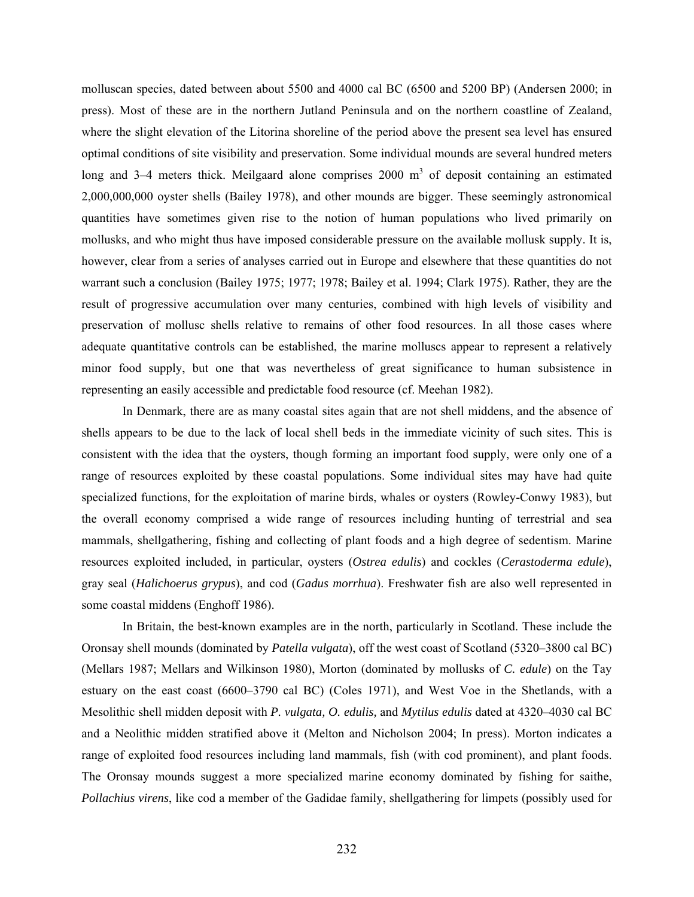molluscan species, dated between about 5500 and 4000 cal BC (6500 and 5200 BP) (Andersen 2000; in press). Most of these are in the northern Jutland Peninsula and on the northern coastline of Zealand, where the slight elevation of the Litorina shoreline of the period above the present sea level has ensured optimal conditions of site visibility and preservation. Some individual mounds are several hundred meters long and 3–4 meters thick. Meilgaard alone comprises 2000 $m^3$ of deposit containing an estimated 2,000,000,000 oyster shells (Bailey 1978), and other mounds are bigger. These seemingly astronomical quantities have sometimes given rise to the notion of human populations who lived primarily on mollusks, and who might thus have imposed considerable pressure on the available mollusk supply. It is, however, clear from a series of analyses carried out in Europe and elsewhere that these quantities do not warrant such a conclusion (Bailey 1975; 1977; 1978; Bailey et al. 1994; Clark 1975). Rather, they are the result of progressive accumulation over many centuries, combined with high levels of visibility and preservation of mollusc shells relative to remains of other food resources. In all those cases where adequate quantitative controls can be established, the marine molluscs appear to represent a relatively minor food supply, but one that was nevertheless of great significance to human subsistence in representing an easily accessible and predictable food resource (cf. Meehan 1982).

In Denmark, there are as many coastal sites again that are not shell middens, and the absence of shells appears to be due to the lack of local shell beds in the immediate vicinity of such sites. This is consistent with the idea that the oysters, though forming an important food supply, were only one of a range of resources exploited by these coastal populations. Some individual sites may have had quite specialized functions, for the exploitation of marine birds, whales or oysters (Rowley-Conwy 1983), but the overall economy comprised a wide range of resources including hunting of terrestrial and sea mammals, shellgathering, fishing and collecting of plant foods and a high degree of sedentism. Marine resources exploited included, in particular, oysters (*Ostrea edulis*) and cockles (*Cerastoderma edule*), gray seal (*Halichoerus grypus*), and cod (*Gadus morrhua*). Freshwater fish are also well represented in some coastal middens (Enghoff 1986).

In Britain, the best-known examples are in the north, particularly in Scotland. These include the Oronsay shell mounds (dominated by *Patella vulgata*), off the west coast of Scotland (5320–3800 cal BC) (Mellars 1987; Mellars and Wilkinson 1980), Morton (dominated by mollusks of *C. edule*) on the Tay estuary on the east coast (6600–3790 cal BC) (Coles 1971), and West Voe in the Shetlands, with a Mesolithic shell midden deposit with *P. vulgata, O. edulis,* and *Mytilus edulis* dated at 4320–4030 cal BC and a Neolithic midden stratified above it (Melton and Nicholson 2004; In press). Morton indicates a range of exploited food resources including land mammals, fish (with cod prominent), and plant foods. The Oronsay mounds suggest a more specialized marine economy dominated by fishing for saithe, *Pollachius virens*, like cod a member of the Gadidae family, shellgathering for limpets (possibly used for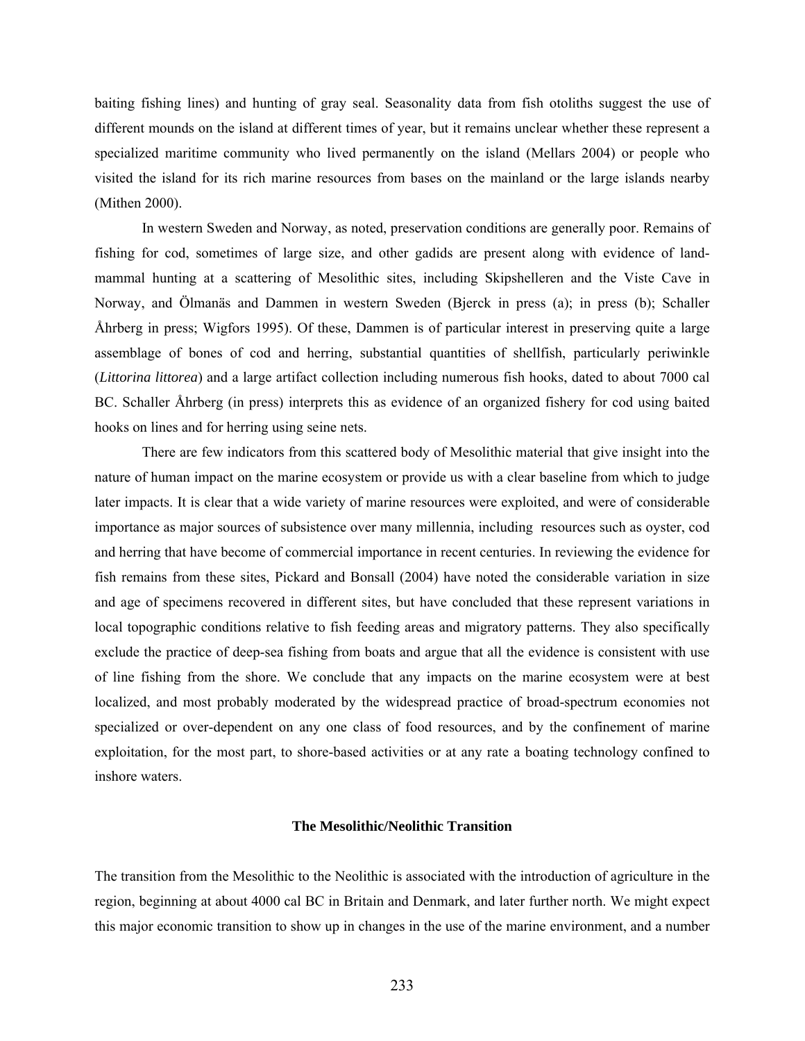baiting fishing lines) and hunting of gray seal. Seasonality data from fish otoliths suggest the use of different mounds on the island at different times of year, but it remains unclear whether these represent a specialized maritime community who lived permanently on the island (Mellars 2004) or people who visited the island for its rich marine resources from bases on the mainland or the large islands nearby (Mithen 2000).

In western Sweden and Norway, as noted, preservation conditions are generally poor. Remains of fishing for cod, sometimes of large size, and other gadids are present along with evidence of land-mammal hunting at a scattering of Mesolithic sites, including Skipshelleren and the Viste Cave in Norway, and Ölmanäs and Dammen in western Sweden (Bjerck in press (a); in press (b); Schaller Åhrberg in press; Wigfors 1995). Of these, Dammen is of particular interest in preserving quite a large assemblage of bones of cod and herring, substantial quantities of shellfish, particularly periwinkle (*Littorina littorea*) and a large artifact collection including numerous fish hooks, dated to about 7000 cal BC. Schaller Åhrberg (in press) interprets this as evidence of an organized fishery for cod using baited hooks on lines and for herring using seine nets.

There are few indicators from this scattered body of Mesolithic material that give insight into the nature of human impact on the marine ecosystem or provide us with a clear baseline from which to judge later impacts. It is clear that a wide variety of marine resources were exploited, and were of considerable importance as major sources of subsistence over many millennia, including resources such as oyster, cod and herring that have become of commercial importance in recent centuries. In reviewing the evidence for fish remains from these sites, Pickard and Bonsall (2004) have noted the considerable variation in size and age of specimens recovered in different sites, but have concluded that these represent variations in local topographic conditions relative to fish feeding areas and migratory patterns. They also specifically exclude the practice of deep-sea fishing from boats and argue that all the evidence is consistent with use of line fishing from the shore. We conclude that any impacts on the marine ecosystem were at best localized, and most probably moderated by the widespread practice of broad-spectrum economies not specialized or over-dependent on any one class of food resources, and by the confinement of marine exploitation, for the most part, to shore-based activities or at any rate a boating technology confined to inshore waters.

## The Mesolithic/Neolithic Transition

The transition from the Mesolithic to the Neolithic is associated with the introduction of agriculture in the region, beginning at about 4000 cal BC in Britain and Denmark, and later further north. We might expect this major economic transition to show up in changes in the use of the marine environment, and a number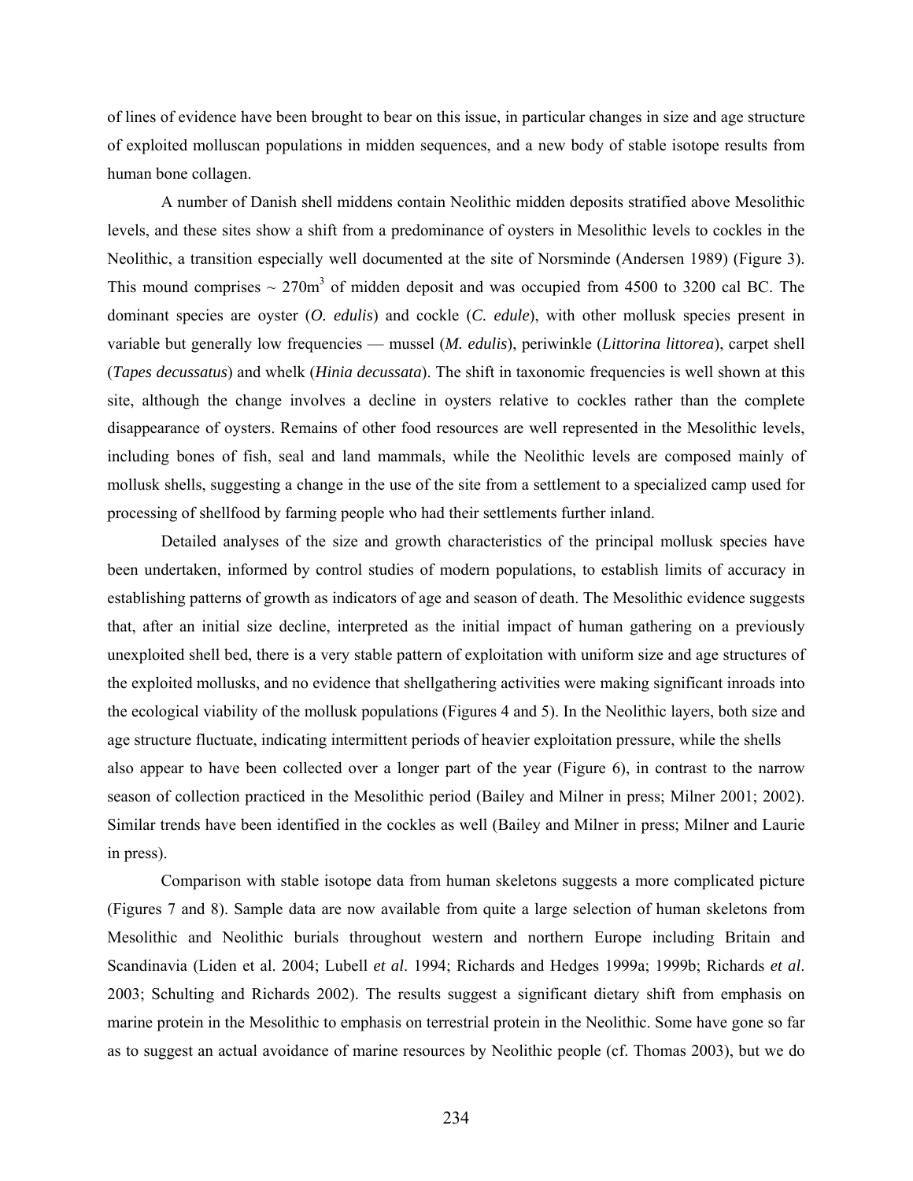of lines of evidence have been brought to bear on this issue, in particular changes in size and age structure of exploited molluscan populations in midden sequences, and a new body of stable isotope results from human bone collagen.

A number of Danish shell middens contain Neolithic midden deposits stratified above Mesolithic levels, and these sites show a shift from a predominance of oysters in Mesolithic levels to cockles in the Neolithic, a transition especially well documented at the site of Norsminde (Andersen 1989) (Figure 3). This mound comprises ~ 270m$^3$ of midden deposit and was occupied from 4500 to 3200 cal BC. The dominant species are oyster (*O. edulis*) and cockle (*C. edule*), with other mollusk species present in variable but generally low frequencies — mussel (*M. edulis*), periwinkle (*Littorina littorea*), carpet shell (*Tapes decussatus*) and whelk (*Hinia decussata*). The shift in taxonomic frequencies is well shown at this site, although the change involves a decline in oysters relative to cockles rather than the complete disappearance of oysters. Remains of other food resources are well represented in the Mesolithic levels, including bones of fish, seal and land mammals, while the Neolithic levels are composed mainly of mollusk shells, suggesting a change in the use of the site from a settlement to a specialized camp used for processing of shellfood by farming people who had their settlements further inland.

Detailed analyses of the size and growth characteristics of the principal mollusk species have been undertaken, informed by control studies of modern populations, to establish limits of accuracy in establishing patterns of growth as indicators of age and season of death. The Mesolithic evidence suggests that, after an initial size decline, interpreted as the initial impact of human gathering on a previously unexploited shell bed, there is a very stable pattern of exploitation with uniform size and age structures of the exploited mollusks, and no evidence that shellgathering activities were making significant inroads into the ecological viability of the mollusk populations (Figures 4 and 5). In the Neolithic layers, both size and age structure fluctuate, indicating intermittent periods of heavier exploitation pressure, while the shells also appear to have been collected over a longer part of the year (Figure 6), in contrast to the narrow season of collection practiced in the Mesolithic period (Bailey and Milner in press; Milner 2001; 2002). Similar trends have been identified in the cockles as well (Bailey and Milner in press; Milner and Laurie in press).

Comparison with stable isotope data from human skeletons suggests a more complicated picture (Figures 7 and 8). Sample data are now available from quite a large selection of human skeletons from Mesolithic and Neolithic burials throughout western and northern Europe including Britain and Scandinavia (Liden et al. 2004; Lubell *et al*. 1994; Richards and Hedges 1999a; 1999b; Richards *et al*. 2003; Schulting and Richards 2002). The results suggest a significant dietary shift from emphasis on marine protein in the Mesolithic to emphasis on terrestrial protein in the Neolithic. Some have gone so far as to suggest an actual avoidance of marine resources by Neolithic people (cf. Thomas 2003), but we do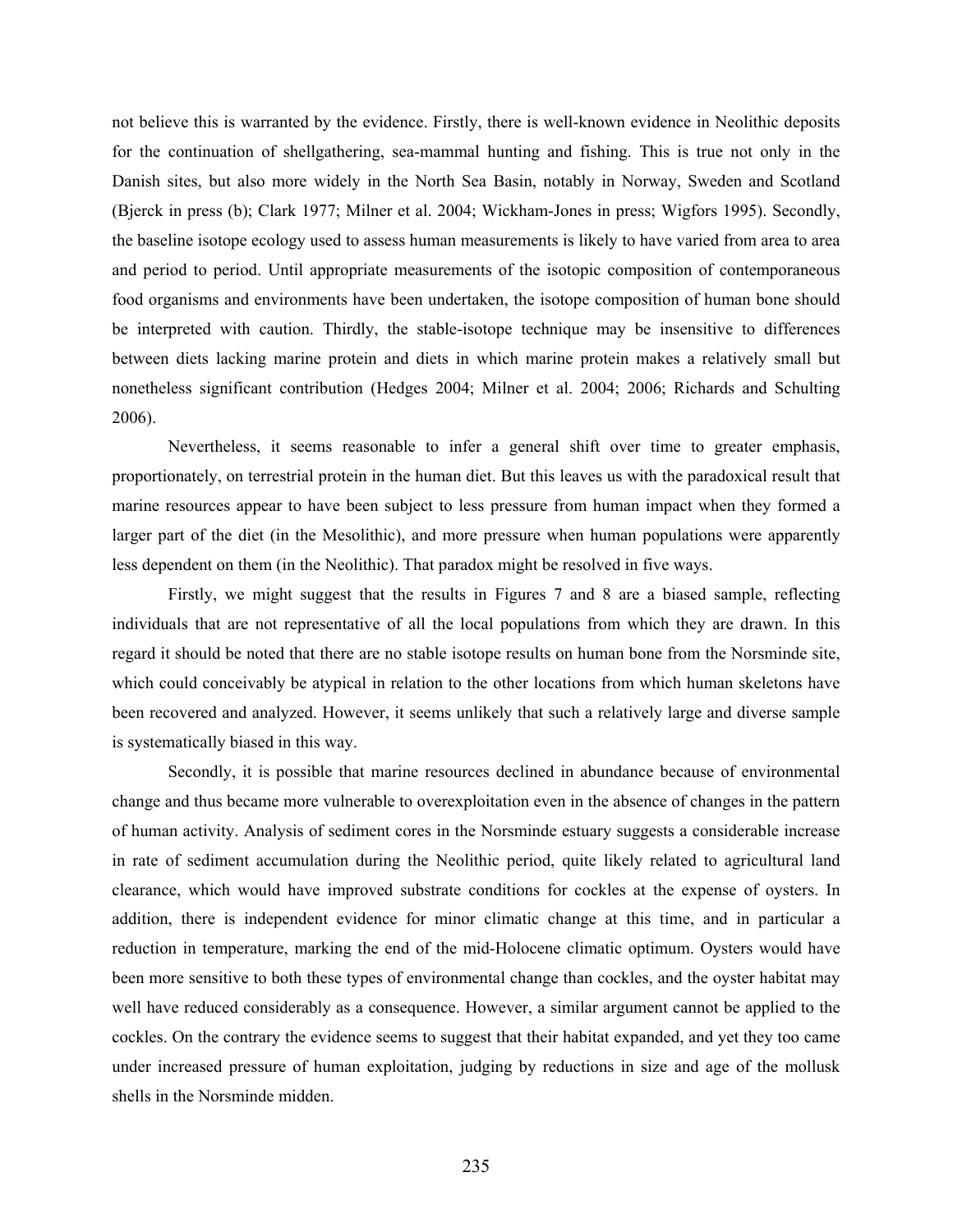not believe this is warranted by the evidence. Firstly, there is well-known evidence in Neolithic deposits for the continuation of shellgathering, sea-mammal hunting and fishing. This is true not only in the Danish sites, but also more widely in the North Sea Basin, notably in Norway, Sweden and Scotland (Bjerck in press (b); Clark 1977; Milner et al. 2004; Wickham-Jones in press; Wigfors 1995). Secondly, the baseline isotope ecology used to assess human measurements is likely to have varied from area to area and period to period. Until appropriate measurements of the isotopic composition of contemporaneous food organisms and environments have been undertaken, the isotope composition of human bone should be interpreted with caution. Thirdly, the stable-isotope technique may be insensitive to differences between diets lacking marine protein and diets in which marine protein makes a relatively small but nonetheless significant contribution (Hedges 2004; Milner et al. 2004; 2006; Richards and Schulting 2006).

Nevertheless, it seems reasonable to infer a general shift over time to greater emphasis, proportionately, on terrestrial protein in the human diet. But this leaves us with the paradoxical result that marine resources appear to have been subject to less pressure from human impact when they formed a larger part of the diet (in the Mesolithic), and more pressure when human populations were apparently less dependent on them (in the Neolithic). That paradox might be resolved in five ways.

Firstly, we might suggest that the results in Figures 7 and 8 are a biased sample, reflecting individuals that are not representative of all the local populations from which they are drawn. In this regard it should be noted that there are no stable isotope results on human bone from the Norsminde site, which could conceivably be atypical in relation to the other locations from which human skeletons have been recovered and analyzed. However, it seems unlikely that such a relatively large and diverse sample is systematically biased in this way.

Secondly, it is possible that marine resources declined in abundance because of environmental change and thus became more vulnerable to overexploitation even in the absence of changes in the pattern of human activity. Analysis of sediment cores in the Norsminde estuary suggests a considerable increase in rate of sediment accumulation during the Neolithic period, quite likely related to agricultural land clearance, which would have improved substrate conditions for cockles at the expense of oysters. In addition, there is independent evidence for minor climatic change at this time, and in particular a reduction in temperature, marking the end of the mid-Holocene climatic optimum. Oysters would have been more sensitive to both these types of environmental change than cockles, and the oyster habitat may well have reduced considerably as a consequence. However, a similar argument cannot be applied to the cockles. On the contrary the evidence seems to suggest that their habitat expanded, and yet they too came under increased pressure of human exploitation, judging by reductions in size and age of the mollusk shells in the Norsminde midden.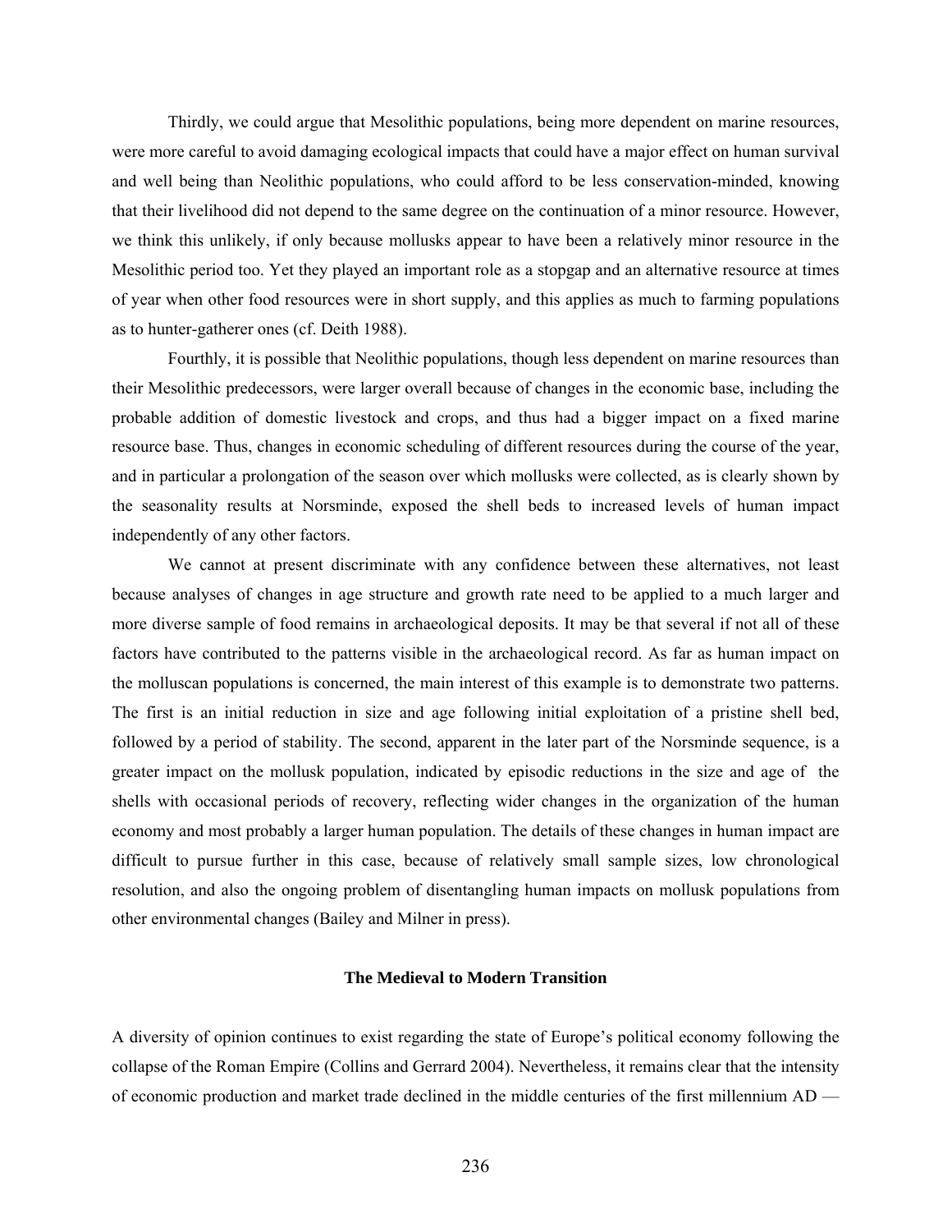Thirdly, we could argue that Mesolithic populations, being more dependent on marine resources, were more careful to avoid damaging ecological impacts that could have a major effect on human survival and well being than Neolithic populations, who could afford to be less conservation-minded, knowing that their livelihood did not depend to the same degree on the continuation of a minor resource. However, we think this unlikely, if only because mollusks appear to have been a relatively minor resource in the Mesolithic period too. Yet they played an important role as a stopgap and an alternative resource at times of year when other food resources were in short supply, and this applies as much to farming populations as to hunter-gatherer ones (cf. Deith 1988).

Fourthly, it is possible that Neolithic populations, though less dependent on marine resources than their Mesolithic predecessors, were larger overall because of changes in the economic base, including the probable addition of domestic livestock and crops, and thus had a bigger impact on a fixed marine resource base. Thus, changes in economic scheduling of different resources during the course of the year, and in particular a prolongation of the season over which mollusks were collected, as is clearly shown by the seasonality results at Norsminde, exposed the shell beds to increased levels of human impact independently of any other factors.

We cannot at present discriminate with any confidence between these alternatives, not least because analyses of changes in age structure and growth rate need to be applied to a much larger and more diverse sample of food remains in archaeological deposits. It may be that several if not all of these factors have contributed to the patterns visible in the archaeological record. As far as human impact on the molluscan populations is concerned, the main interest of this example is to demonstrate two patterns. The first is an initial reduction in size and age following initial exploitation of a pristine shell bed, followed by a period of stability. The second, apparent in the later part of the Norsminde sequence, is a greater impact on the mollusk population, indicated by episodic reductions in the size and age of the shells with occasional periods of recovery, reflecting wider changes in the organization of the human economy and most probably a larger human population. The details of these changes in human impact are difficult to pursue further in this case, because of relatively small sample sizes, low chronological resolution, and also the ongoing problem of disentangling human impacts on mollusk populations from other environmental changes (Bailey and Milner in press).

## The Medieval to Modern Transition

A diversity of opinion continues to exist regarding the state of Europe's political economy following the collapse of the Roman Empire (Collins and Gerrard 2004). Nevertheless, it remains clear that the intensity of economic production and market trade declined in the middle centuries of the first millennium AD —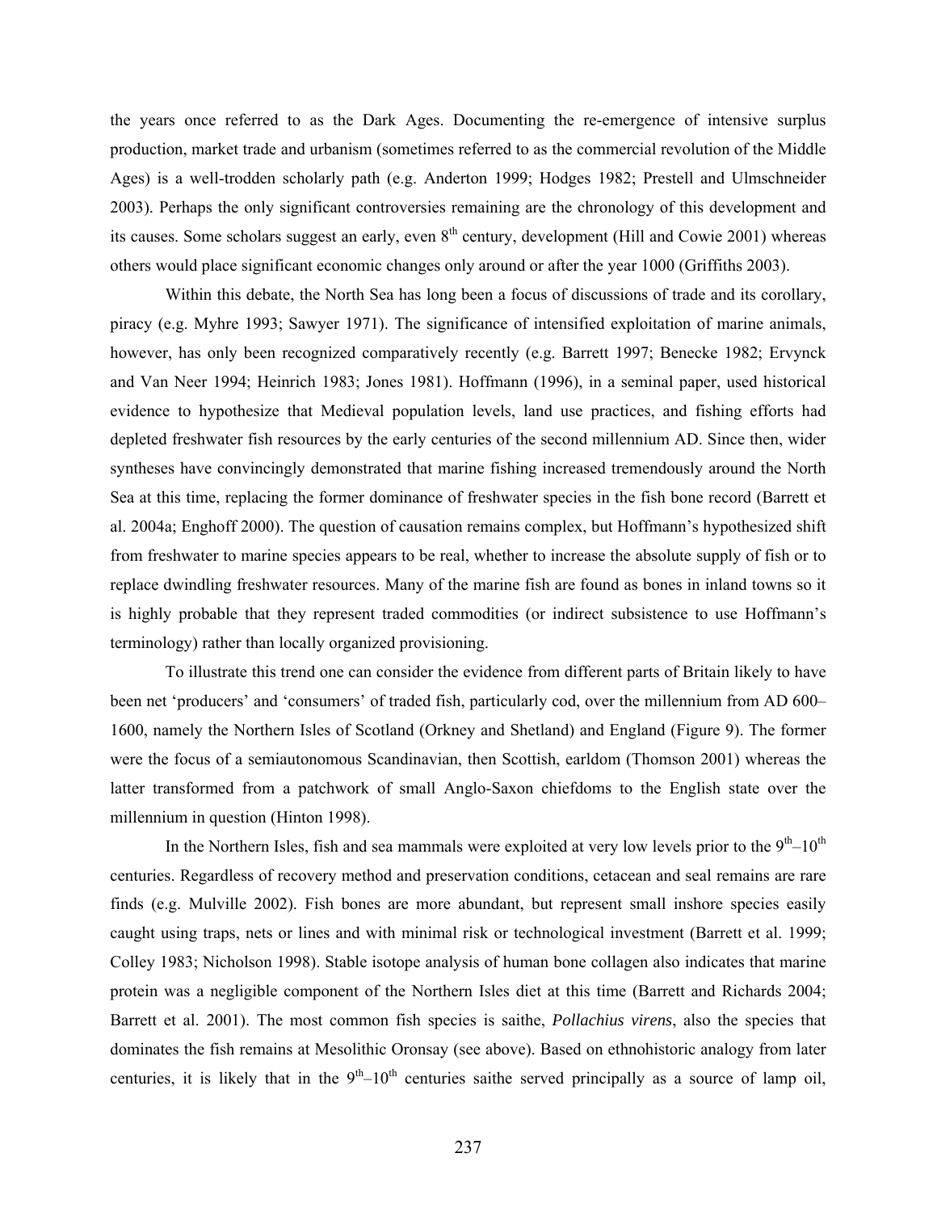the years once referred to as the Dark Ages. Documenting the re-emergence of intensive surplus production, market trade and urbanism (sometimes referred to as the commercial revolution of the Middle Ages) is a well-trodden scholarly path (e.g. Anderton 1999; Hodges 1982; Prestell and Ulmschneider 2003). Perhaps the only significant controversies remaining are the chronology of this development and its causes. Some scholars suggest an early, even 8th century, development (Hill and Cowie 2001) whereas others would place significant economic changes only around or after the year 1000 (Griffiths 2003).

Within this debate, the North Sea has long been a focus of discussions of trade and its corollary, piracy (e.g. Myhre 1993; Sawyer 1971). The significance of intensified exploitation of marine animals, however, has only been recognized comparatively recently (e.g. Barrett 1997; Benecke 1982; Ervynck and Van Neer 1994; Heinrich 1983; Jones 1981). Hoffmann (1996), in a seminal paper, used historical evidence to hypothesize that Medieval population levels, land use practices, and fishing efforts had depleted freshwater fish resources by the early centuries of the second millennium AD. Since then, wider syntheses have convincingly demonstrated that marine fishing increased tremendously around the North Sea at this time, replacing the former dominance of freshwater species in the fish bone record (Barrett et al. 2004a; Enghoff 2000). The question of causation remains complex, but Hoffmann's hypothesized shift from freshwater to marine species appears to be real, whether to increase the absolute supply of fish or to replace dwindling freshwater resources. Many of the marine fish are found as bones in inland towns so it is highly probable that they represent traded commodities (or indirect subsistence to use Hoffmann's terminology) rather than locally organized provisioning.

To illustrate this trend one can consider the evidence from different parts of Britain likely to have been net 'producers' and 'consumers' of traded fish, particularly cod, over the millennium from AD 600–1600, namely the Northern Isles of Scotland (Orkney and Shetland) and England (Figure 9). The former were the focus of a semiautonomous Scandinavian, then Scottish, earldom (Thomson 2001) whereas the latter transformed from a patchwork of small Anglo-Saxon chiefdoms to the English state over the millennium in question (Hinton 1998).

In the Northern Isles, fish and sea mammals were exploited at very low levels prior to the 9th–10th centuries. Regardless of recovery method and preservation conditions, cetacean and seal remains are rare finds (e.g. Mulville 2002). Fish bones are more abundant, but represent small inshore species easily caught using traps, nets or lines and with minimal risk or technological investment (Barrett et al. 1999; Colley 1983; Nicholson 1998). Stable isotope analysis of human bone collagen also indicates that marine protein was a negligible component of the Northern Isles diet at this time (Barrett and Richards 2004; Barrett et al. 2001). The most common fish species is saithe, *Pollachius virens*, also the species that dominates the fish remains at Mesolithic Oronsay (see above). Based on ethnohistoric analogy from later centuries, it is likely that in the 9th–10th centuries saithe served principally as a source of lamp oil,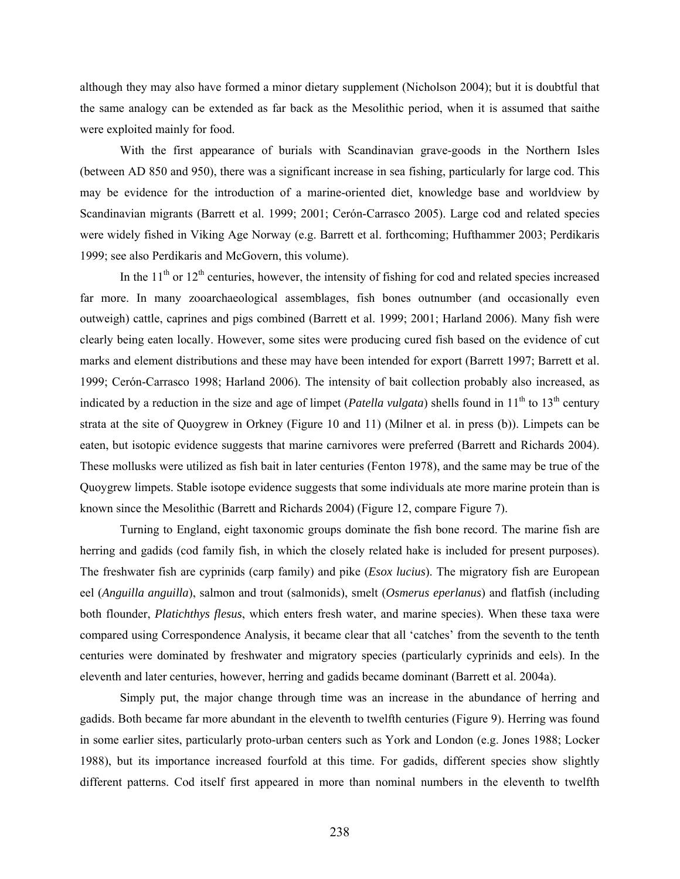although they may also have formed a minor dietary supplement (Nicholson 2004); but it is doubtful that the same analogy can be extended as far back as the Mesolithic period, when it is assumed that saithe were exploited mainly for food.

With the first appearance of burials with Scandinavian grave-goods in the Northern Isles (between AD 850 and 950), there was a significant increase in sea fishing, particularly for large cod. This may be evidence for the introduction of a marine-oriented diet, knowledge base and worldview by Scandinavian migrants (Barrett et al. 1999; 2001; Cerón-Carrasco 2005). Large cod and related species were widely fished in Viking Age Norway (e.g. Barrett et al. forthcoming; Hufthammer 2003; Perdikaris 1999; see also Perdikaris and McGovern, this volume).

In the 11th or 12th centuries, however, the intensity of fishing for cod and related species increased far more. In many zooarchaeological assemblages, fish bones outnumber (and occasionally even outweigh) cattle, caprines and pigs combined (Barrett et al. 1999; 2001; Harland 2006). Many fish were clearly being eaten locally. However, some sites were producing cured fish based on the evidence of cut marks and element distributions and these may have been intended for export (Barrett 1997; Barrett et al. 1999; Cerón-Carrasco 1998; Harland 2006). The intensity of bait collection probably also increased, as indicated by a reduction in the size and age of limpet (*Patella vulgata*) shells found in 11th to 13th century strata at the site of Quoygrew in Orkney (Figure 10 and 11) (Milner et al. in press (b)). Limpets can be eaten, but isotopic evidence suggests that marine carnivores were preferred (Barrett and Richards 2004). These mollusks were utilized as fish bait in later centuries (Fenton 1978), and the same may be true of the Quoygrew limpets. Stable isotope evidence suggests that some individuals ate more marine protein than is known since the Mesolithic (Barrett and Richards 2004) (Figure 12, compare Figure 7).

Turning to England, eight taxonomic groups dominate the fish bone record. The marine fish are herring and gadids (cod family fish, in which the closely related hake is included for present purposes). The freshwater fish are cyprinids (carp family) and pike (*Esox lucius*). The migratory fish are European eel (*Anguilla anguilla*), salmon and trout (salmonids), smelt (*Osmerus eperlanus*) and flatfish (including both flounder, *Platichthys flesus*, which enters fresh water, and marine species). When these taxa were compared using Correspondence Analysis, it became clear that all 'catches' from the seventh to the tenth centuries were dominated by freshwater and migratory species (particularly cyprinids and eels). In the eleventh and later centuries, however, herring and gadids became dominant (Barrett et al. 2004a).

Simply put, the major change through time was an increase in the abundance of herring and gadids. Both became far more abundant in the eleventh to twelfth centuries (Figure 9). Herring was found in some earlier sites, particularly proto-urban centers such as York and London (e.g. Jones 1988; Locker 1988), but its importance increased fourfold at this time. For gadids, different species show slightly different patterns. Cod itself first appeared in more than nominal numbers in the eleventh to twelfth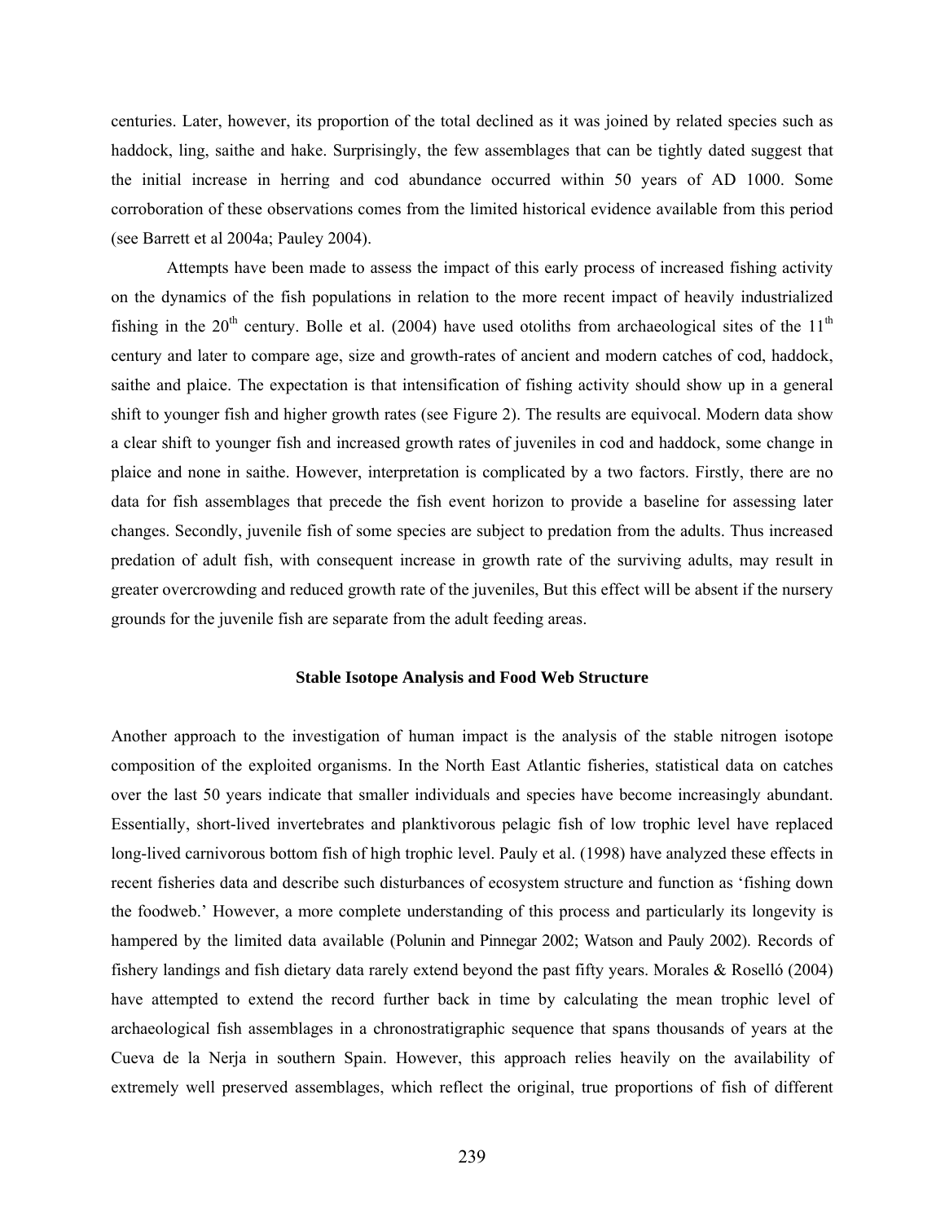centuries. Later, however, its proportion of the total declined as it was joined by related species such as haddock, ling, saithe and hake. Surprisingly, the few assemblages that can be tightly dated suggest that the initial increase in herring and cod abundance occurred within 50 years of AD 1000. Some corroboration of these observations comes from the limited historical evidence available from this period (see Barrett et al 2004a; Pauley 2004).

Attempts have been made to assess the impact of this early process of increased fishing activity on the dynamics of the fish populations in relation to the more recent impact of heavily industrialized fishing in the 20th century. Bolle et al. (2004) have used otoliths from archaeological sites of the 11th century and later to compare age, size and growth-rates of ancient and modern catches of cod, haddock, saithe and plaice. The expectation is that intensification of fishing activity should show up in a general shift to younger fish and higher growth rates (see Figure 2). The results are equivocal. Modern data show a clear shift to younger fish and increased growth rates of juveniles in cod and haddock, some change in plaice and none in saithe. However, interpretation is complicated by a two factors. Firstly, there are no data for fish assemblages that precede the fish event horizon to provide a baseline for assessing later changes. Secondly, juvenile fish of some species are subject to predation from the adults. Thus increased predation of adult fish, with consequent increase in growth rate of the surviving adults, may result in greater overcrowding and reduced growth rate of the juveniles, But this effect will be absent if the nursery grounds for the juvenile fish are separate from the adult feeding areas.

## Stable Isotope Analysis and Food Web Structure

Another approach to the investigation of human impact is the analysis of the stable nitrogen isotope composition of the exploited organisms. In the North East Atlantic fisheries, statistical data on catches over the last 50 years indicate that smaller individuals and species have become increasingly abundant. Essentially, short-lived invertebrates and planktivorous pelagic fish of low trophic level have replaced long-lived carnivorous bottom fish of high trophic level. Pauly et al. (1998) have analyzed these effects in recent fisheries data and describe such disturbances of ecosystem structure and function as 'fishing down the foodweb.' However, a more complete understanding of this process and particularly its longevity is hampered by the limited data available (Polunin and Pinnegar 2002; Watson and Pauly 2002). Records of fishery landings and fish dietary data rarely extend beyond the past fifty years. Morales & Roselló (2004) have attempted to extend the record further back in time by calculating the mean trophic level of archaeological fish assemblages in a chronostratigraphic sequence that spans thousands of years at the Cueva de la Nerja in southern Spain. However, this approach relies heavily on the availability of extremely well preserved assemblages, which reflect the original, true proportions of fish of different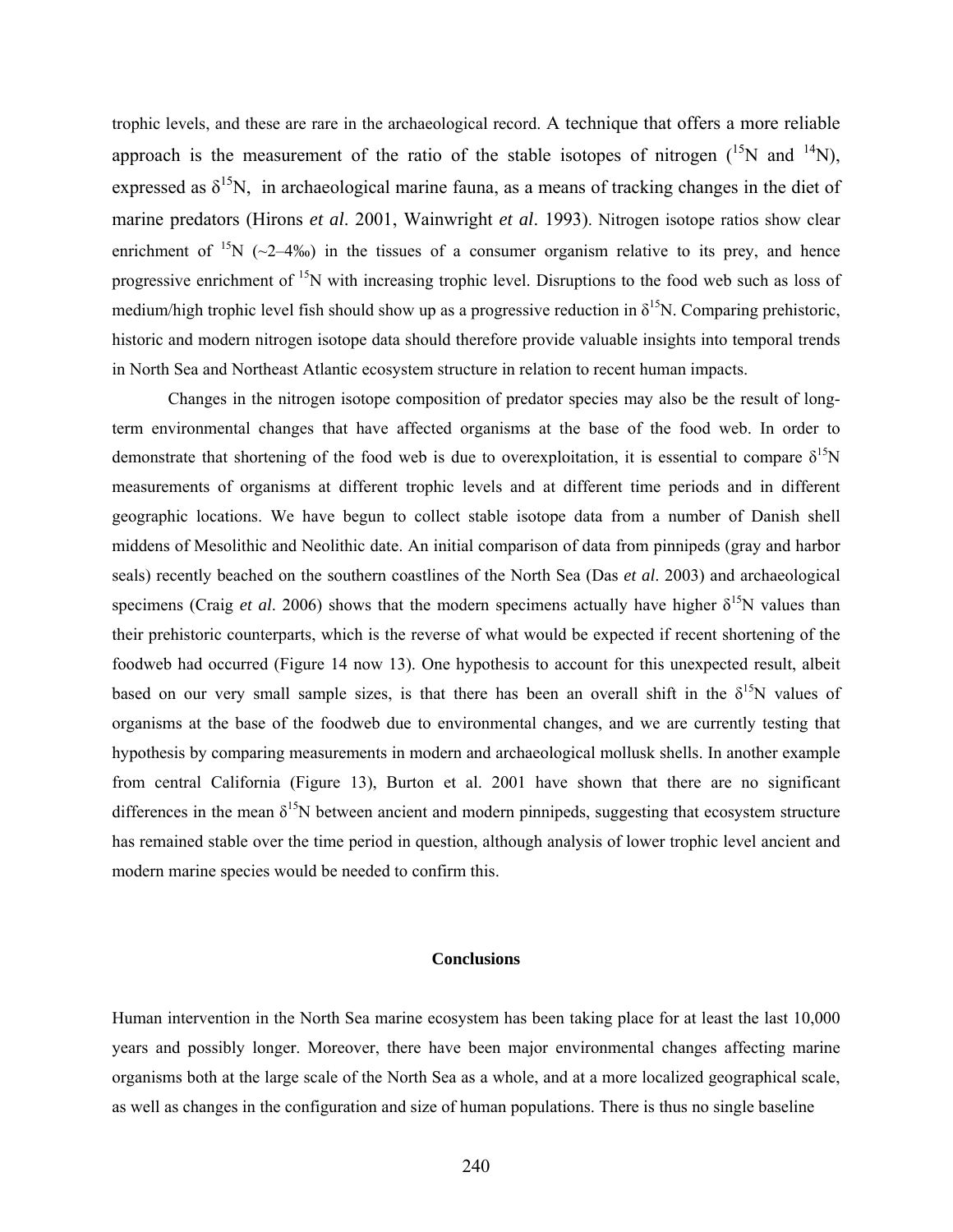trophic levels, and these are rare in the archaeological record. A technique that offers a more reliable approach is the measurement of the ratio of the stable isotopes of nitrogen ($^{15}$N and $^{14}$N), expressed as $\delta^{15}$N, in archaeological marine fauna, as a means of tracking changes in the diet of marine predators (Hirons *et al*. 2001, Wainwright *et al*. 1993). Nitrogen isotope ratios show clear enrichment of $^{15}$N (~2–4‰) in the tissues of a consumer organism relative to its prey, and hence progressive enrichment of $^{15}$N with increasing trophic level. Disruptions to the food web such as loss of medium/high trophic level fish should show up as a progressive reduction in $\delta^{15}$N. Comparing prehistoric, historic and modern nitrogen isotope data should therefore provide valuable insights into temporal trends in North Sea and Northeast Atlantic ecosystem structure in relation to recent human impacts.

Changes in the nitrogen isotope composition of predator species may also be the result of long-term environmental changes that have affected organisms at the base of the food web. In order to demonstrate that shortening of the food web is due to overexploitation, it is essential to compare $\delta^{15}$N measurements of organisms at different trophic levels and at different time periods and in different geographic locations. We have begun to collect stable isotope data from a number of Danish shell middens of Mesolithic and Neolithic date. An initial comparison of data from pinnipeds (gray and harbor seals) recently beached on the southern coastlines of the North Sea (Das *et al*. 2003) and archaeological specimens (Craig *et al*. 2006) shows that the modern specimens actually have higher $\delta^{15}$N values than their prehistoric counterparts, which is the reverse of what would be expected if recent shortening of the foodweb had occurred (Figure 14 now 13). One hypothesis to account for this unexpected result, albeit based on our very small sample sizes, is that there has been an overall shift in the $\delta^{15}$N values of organisms at the base of the foodweb due to environmental changes, and we are currently testing that hypothesis by comparing measurements in modern and archaeological mollusk shells. In another example from central California (Figure 13), Burton et al. 2001 have shown that there are no significant differences in the mean $\delta^{15}$N between ancient and modern pinnipeds, suggesting that ecosystem structure has remained stable over the time period in question, although analysis of lower trophic level ancient and modern marine species would be needed to confirm this.

## Conclusions

Human intervention in the North Sea marine ecosystem has been taking place for at least the last 10,000 years and possibly longer. Moreover, there have been major environmental changes affecting marine organisms both at the large scale of the North Sea as a whole, and at a more localized geographical scale, as well as changes in the configuration and size of human populations. There is thus no single baseline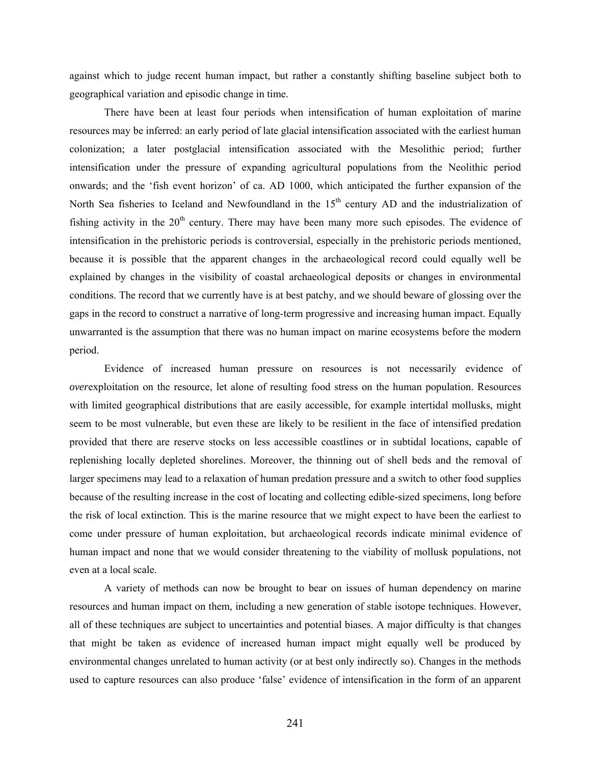against which to judge recent human impact, but rather a constantly shifting baseline subject both to geographical variation and episodic change in time.

There have been at least four periods when intensification of human exploitation of marine resources may be inferred: an early period of late glacial intensification associated with the earliest human colonization; a later postglacial intensification associated with the Mesolithic period; further intensification under the pressure of expanding agricultural populations from the Neolithic period onwards; and the 'fish event horizon' of ca. AD 1000, which anticipated the further expansion of the North Sea fisheries to Iceland and Newfoundland in the 15th century AD and the industrialization of fishing activity in the 20th century. There may have been many more such episodes. The evidence of intensification in the prehistoric periods is controversial, especially in the prehistoric periods mentioned, because it is possible that the apparent changes in the archaeological record could equally well be explained by changes in the visibility of coastal archaeological deposits or changes in environmental conditions. The record that we currently have is at best patchy, and we should beware of glossing over the gaps in the record to construct a narrative of long-term progressive and increasing human impact. Equally unwarranted is the assumption that there was no human impact on marine ecosystems before the modern period.

Evidence of increased human pressure on resources is not necessarily evidence of *over*exploitation on the resource, let alone of resulting food stress on the human population. Resources with limited geographical distributions that are easily accessible, for example intertidal mollusks, might seem to be most vulnerable, but even these are likely to be resilient in the face of intensified predation provided that there are reserve stocks on less accessible coastlines or in subtidal locations, capable of replenishing locally depleted shorelines. Moreover, the thinning out of shell beds and the removal of larger specimens may lead to a relaxation of human predation pressure and a switch to other food supplies because of the resulting increase in the cost of locating and collecting edible-sized specimens, long before the risk of local extinction. This is the marine resource that we might expect to have been the earliest to come under pressure of human exploitation, but archaeological records indicate minimal evidence of human impact and none that we would consider threatening to the viability of mollusk populations, not even at a local scale.

A variety of methods can now be brought to bear on issues of human dependency on marine resources and human impact on them, including a new generation of stable isotope techniques. However, all of these techniques are subject to uncertainties and potential biases. A major difficulty is that changes that might be taken as evidence of increased human impact might equally well be produced by environmental changes unrelated to human activity (or at best only indirectly so). Changes in the methods used to capture resources can also produce 'false' evidence of intensification in the form of an apparent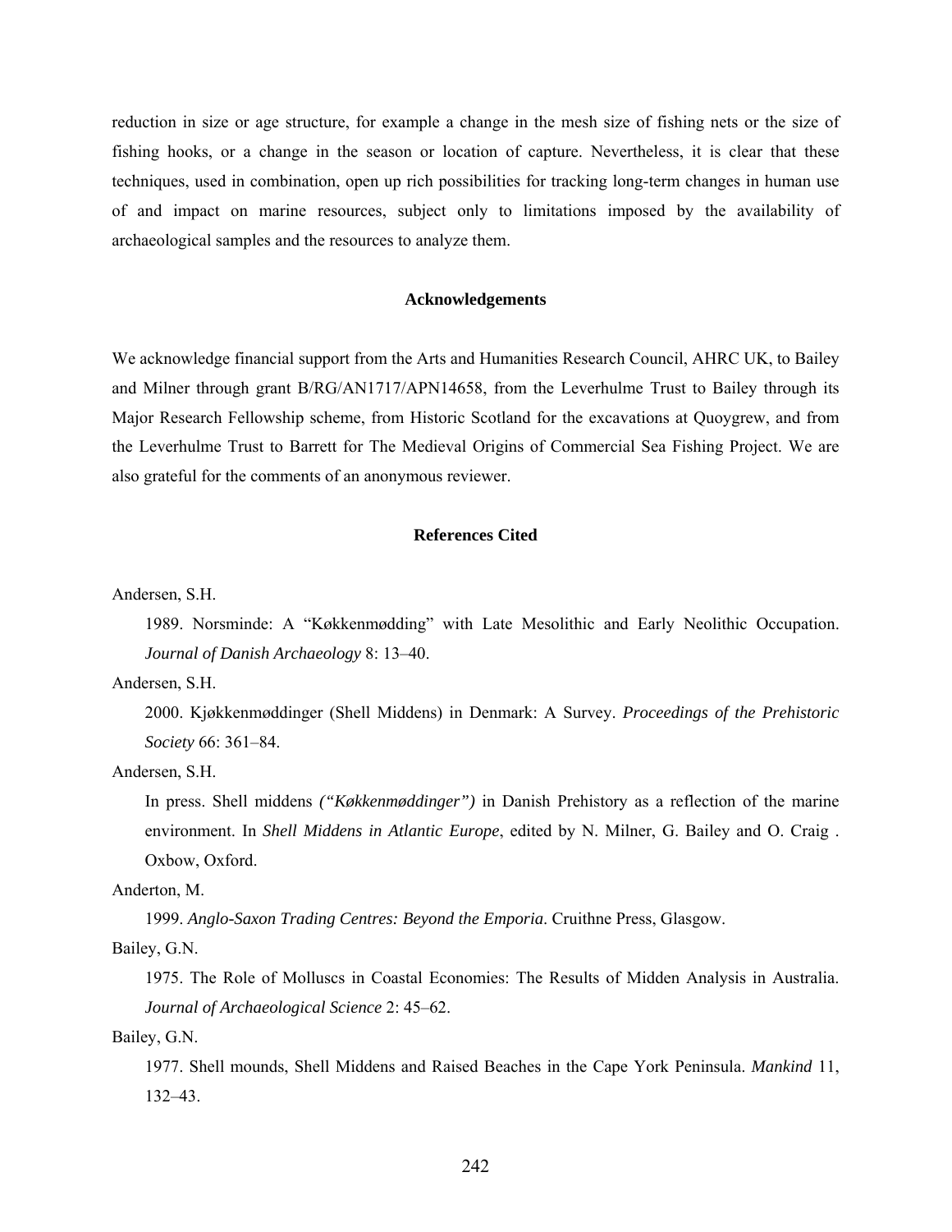reduction in size or age structure, for example a change in the mesh size of fishing nets or the size of fishing hooks, or a change in the season or location of capture. Nevertheless, it is clear that these techniques, used in combination, open up rich possibilities for tracking long-term changes in human use of and impact on marine resources, subject only to limitations imposed by the availability of archaeological samples and the resources to analyze them.

## Acknowledgements

We acknowledge financial support from the Arts and Humanities Research Council, AHRC UK, to Bailey and Milner through grant B/RG/AN1717/APN14658, from the Leverhulme Trust to Bailey through its Major Research Fellowship scheme, from Historic Scotland for the excavations at Quoygrew, and from the Leverhulme Trust to Barrett for The Medieval Origins of Commercial Sea Fishing Project. We are also grateful for the comments of an anonymous reviewer.

## References Cited

Andersen, S.H.

1989. Norsminde: A "Køkkenmødding" with Late Mesolithic and Early Neolithic Occupation. *Journal of Danish Archaeology* 8: 13–40.

Andersen, S.H.

2000. Kjøkkenmøddinger (Shell Middens) in Denmark: A Survey. *Proceedings of the Prehistoric Society* 66: 361–84.

Andersen, S.H.

In press. Shell middens *("Køkkenmøddinger")* in Danish Prehistory as a reflection of the marine environment. In *Shell Middens in Atlantic Europe*, edited by N. Milner, G. Bailey and O. Craig . Oxbow, Oxford.

Anderton, M.

1999. *Anglo-Saxon Trading Centres: Beyond the Emporia*. Cruithne Press, Glasgow.

Bailey, G.N.

1975. The Role of Molluscs in Coastal Economies: The Results of Midden Analysis in Australia. *Journal of Archaeological Science* 2: 45–62.

Bailey, G.N.

1977. Shell mounds, Shell Middens and Raised Beaches in the Cape York Peninsula. *Mankind* 11, 132–43.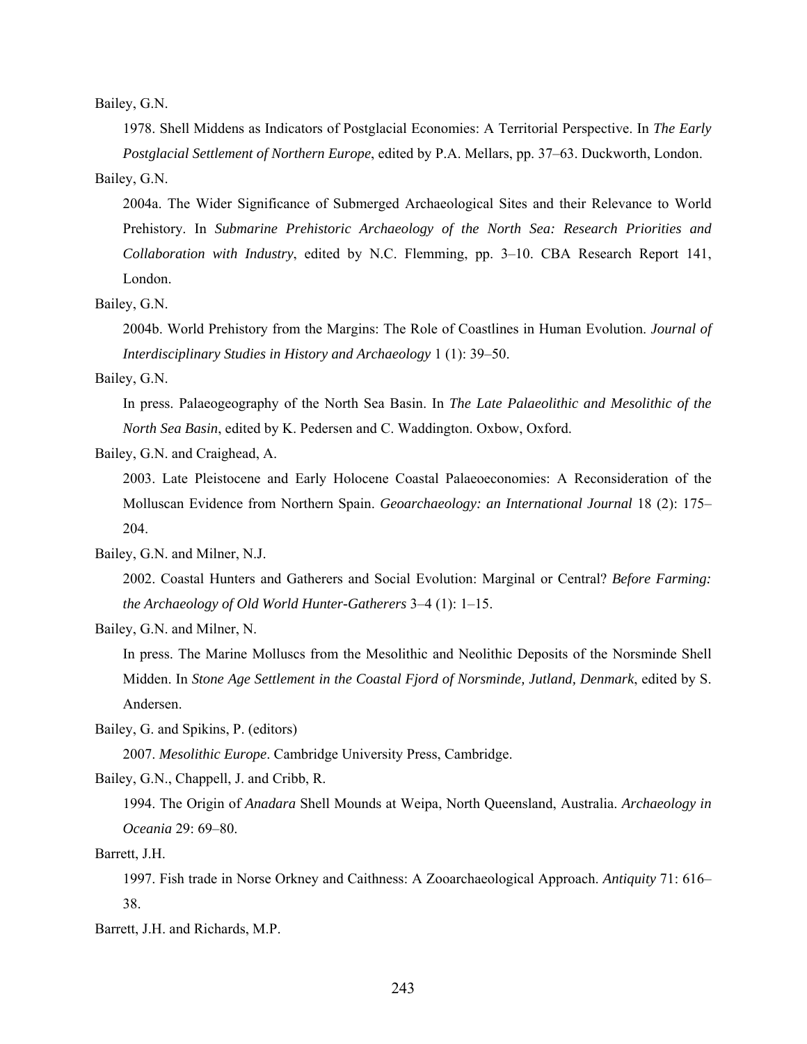Bailey, G.N.

1978. Shell Middens as Indicators of Postglacial Economies: A Territorial Perspective. In *The Early Postglacial Settlement of Northern Europe*, edited by P.A. Mellars, pp. 37–63. Duckworth, London.

Bailey, G.N.

2004a. The Wider Significance of Submerged Archaeological Sites and their Relevance to World Prehistory. In *Submarine Prehistoric Archaeology of the North Sea: Research Priorities and Collaboration with Industry*, edited by N.C. Flemming, pp. 3–10. CBA Research Report 141, London.

Bailey, G.N.

2004b. World Prehistory from the Margins: The Role of Coastlines in Human Evolution. *Journal of Interdisciplinary Studies in History and Archaeology* 1 (1): 39–50.

Bailey, G.N.

In press. Palaeogeography of the North Sea Basin. In *The Late Palaeolithic and Mesolithic of the North Sea Basin*, edited by K. Pedersen and C. Waddington. Oxbow, Oxford.

Bailey, G.N. and Craighead, A.

2003. Late Pleistocene and Early Holocene Coastal Palaeoeconomies: A Reconsideration of the Molluscan Evidence from Northern Spain. *Geoarchaeology: an International Journal* 18 (2): 175–204.

Bailey, G.N. and Milner, N.J.

2002. Coastal Hunters and Gatherers and Social Evolution: Marginal or Central? *Before Farming: the Archaeology of Old World Hunter-Gatherers* 3–4 (1): 1–15.

Bailey, G.N. and Milner, N.

In press. The Marine Molluscs from the Mesolithic and Neolithic Deposits of the Norsminde Shell Midden. In *Stone Age Settlement in the Coastal Fjord of Norsminde, Jutland, Denmark*, edited by S. Andersen.

Bailey, G. and Spikins, P. (editors)

2007. *Mesolithic Europe*. Cambridge University Press, Cambridge.

Bailey, G.N., Chappell, J. and Cribb, R.

1994. The Origin of *Anadara* Shell Mounds at Weipa, North Queensland, Australia. *Archaeology in Oceania* 29: 69–80.

Barrett, J.H.

1997. Fish trade in Norse Orkney and Caithness: A Zooarchaeological Approach. *Antiquity* 71: 616–38.

Barrett, J.H. and Richards, M.P.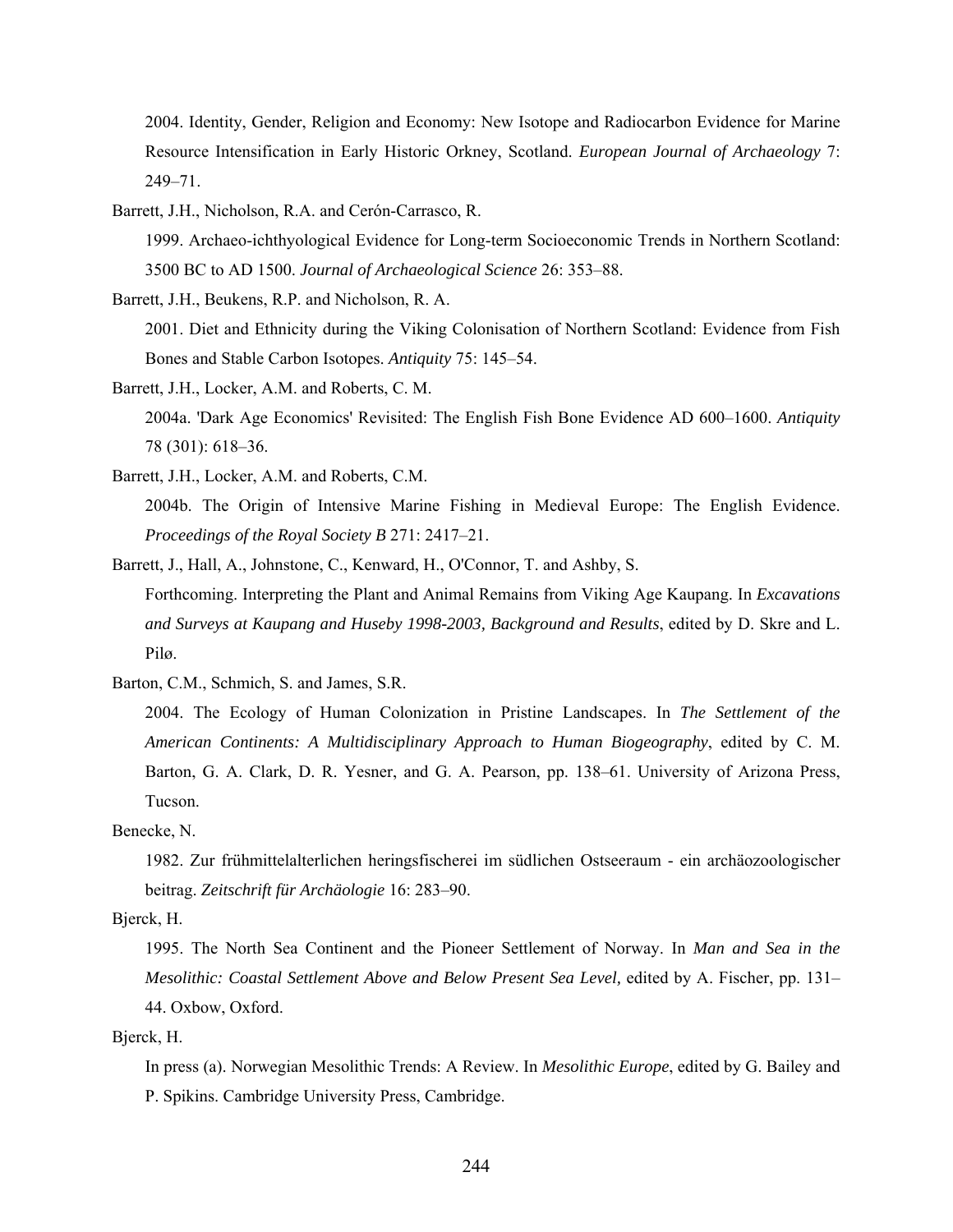2004. Identity, Gender, Religion and Economy: New Isotope and Radiocarbon Evidence for Marine Resource Intensification in Early Historic Orkney, Scotland. *European Journal of Archaeology* 7: 249–71.

Barrett, J.H., Nicholson, R.A. and Cerón-Carrasco, R.

1999. Archaeo-ichthyological Evidence for Long-term Socioeconomic Trends in Northern Scotland: 3500 BC to AD 1500. *Journal of Archaeological Science* 26: 353–88.

Barrett, J.H., Beukens, R.P. and Nicholson, R. A.

2001. Diet and Ethnicity during the Viking Colonisation of Northern Scotland: Evidence from Fish Bones and Stable Carbon Isotopes. *Antiquity* 75: 145–54.

Barrett, J.H., Locker, A.M. and Roberts, C. M.

2004a. 'Dark Age Economics' Revisited: The English Fish Bone Evidence AD 600–1600. *Antiquity* 78 (301): 618–36.

Barrett, J.H., Locker, A.M. and Roberts, C.M.

2004b. The Origin of Intensive Marine Fishing in Medieval Europe: The English Evidence. *Proceedings of the Royal Society B* 271: 2417–21.

Barrett, J., Hall, A., Johnstone, C., Kenward, H., O'Connor, T. and Ashby, S.

Forthcoming. Interpreting the Plant and Animal Remains from Viking Age Kaupang. In *Excavations and Surveys at Kaupang and Huseby 1998-2003, Background and Results*, edited by D. Skre and L. Pilø.

Barton, C.M., Schmich, S. and James, S.R.

2004. The Ecology of Human Colonization in Pristine Landscapes. In *The Settlement of the American Continents: A Multidisciplinary Approach to Human Biogeography*, edited by C. M. Barton, G. A. Clark, D. R. Yesner, and G. A. Pearson, pp. 138–61. University of Arizona Press, Tucson.

Benecke, N.

1982. Zur frühmittelalterlichen heringsfischerei im südlichen Ostseeraum - ein archäozoologischer beitrag. *Zeitschrift für Archäologie* 16: 283–90.

Bjerck, H.

1995. The North Sea Continent and the Pioneer Settlement of Norway. In *Man and Sea in the Mesolithic: Coastal Settlement Above and Below Present Sea Level,* edited by A. Fischer, pp. 131–44. Oxbow, Oxford.

Bjerck, H.

In press (a). Norwegian Mesolithic Trends: A Review. In *Mesolithic Europe*, edited by G. Bailey and P. Spikins. Cambridge University Press, Cambridge.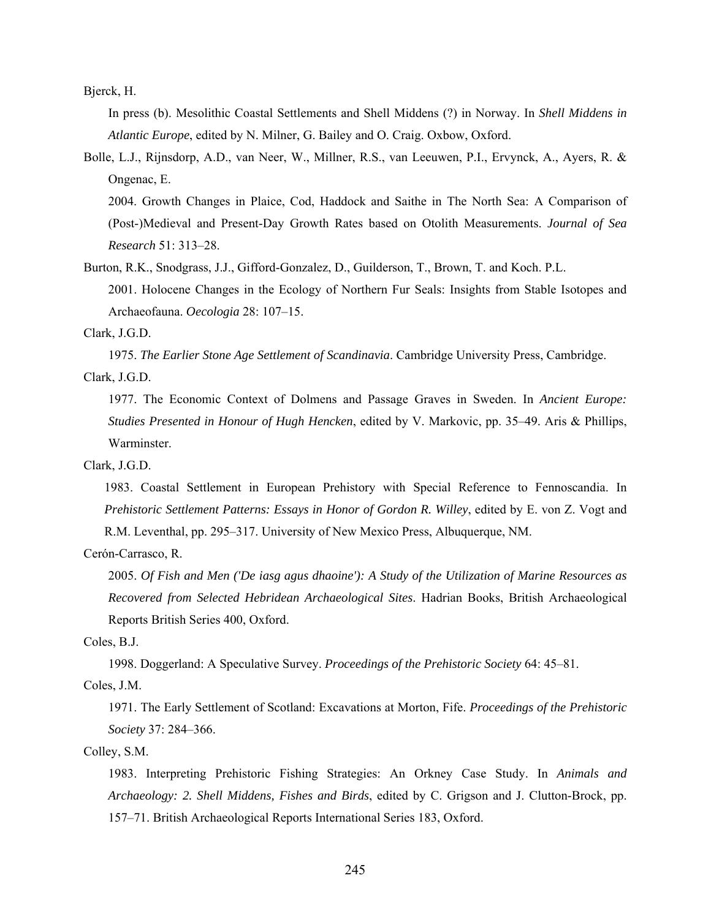Bjerck, H.

In press (b). Mesolithic Coastal Settlements and Shell Middens (?) in Norway. In *Shell Middens in Atlantic Europe*, edited by N. Milner, G. Bailey and O. Craig. Oxbow, Oxford.

Bolle, L.J., Rijnsdorp, A.D., van Neer, W., Millner, R.S., van Leeuwen, P.I., Ervynck, A., Ayers, R. & Ongenac, E.

2004. Growth Changes in Plaice, Cod, Haddock and Saithe in The North Sea: A Comparison of (Post-)Medieval and Present-Day Growth Rates based on Otolith Measurements. *Journal of Sea Research* 51: 313–28.

Burton, R.K., Snodgrass, J.J., Gifford-Gonzalez, D., Guilderson, T., Brown, T. and Koch. P.L.

2001. Holocene Changes in the Ecology of Northern Fur Seals: Insights from Stable Isotopes and Archaeofauna. *Oecologia* 28: 107–15.

Clark, J.G.D.

1975. *The Earlier Stone Age Settlement of Scandinavia*. Cambridge University Press, Cambridge.

Clark, J.G.D.

1977. The Economic Context of Dolmens and Passage Graves in Sweden. In *Ancient Europe: Studies Presented in Honour of Hugh Hencken*, edited by V. Markovic, pp. 35–49. Aris & Phillips, Warminster.

Clark, J.G.D.

1983. Coastal Settlement in European Prehistory with Special Reference to Fennoscandia. In *Prehistoric Settlement Patterns: Essays in Honor of Gordon R. Willey*, edited by E. von Z. Vogt and R.M. Leventhal, pp. 295–317. University of New Mexico Press, Albuquerque, NM.

Cerón-Carrasco, R.

2005. *Of Fish and Men ('De iasg agus dhaoine'): A Study of the Utilization of Marine Resources as Recovered from Selected Hebridean Archaeological Sites*. Hadrian Books, British Archaeological Reports British Series 400, Oxford.

Coles, B.J.

1998. Doggerland: A Speculative Survey. *Proceedings of the Prehistoric Society* 64: 45–81.

Coles, J.M.

1971. The Early Settlement of Scotland: Excavations at Morton, Fife. *Proceedings of the Prehistoric Society* 37: 284–366.

Colley, S.M.

1983. Interpreting Prehistoric Fishing Strategies: An Orkney Case Study. In *Animals and Archaeology: 2. Shell Middens, Fishes and Birds*, edited by C. Grigson and J. Clutton-Brock, pp. 157–71. British Archaeological Reports International Series 183, Oxford.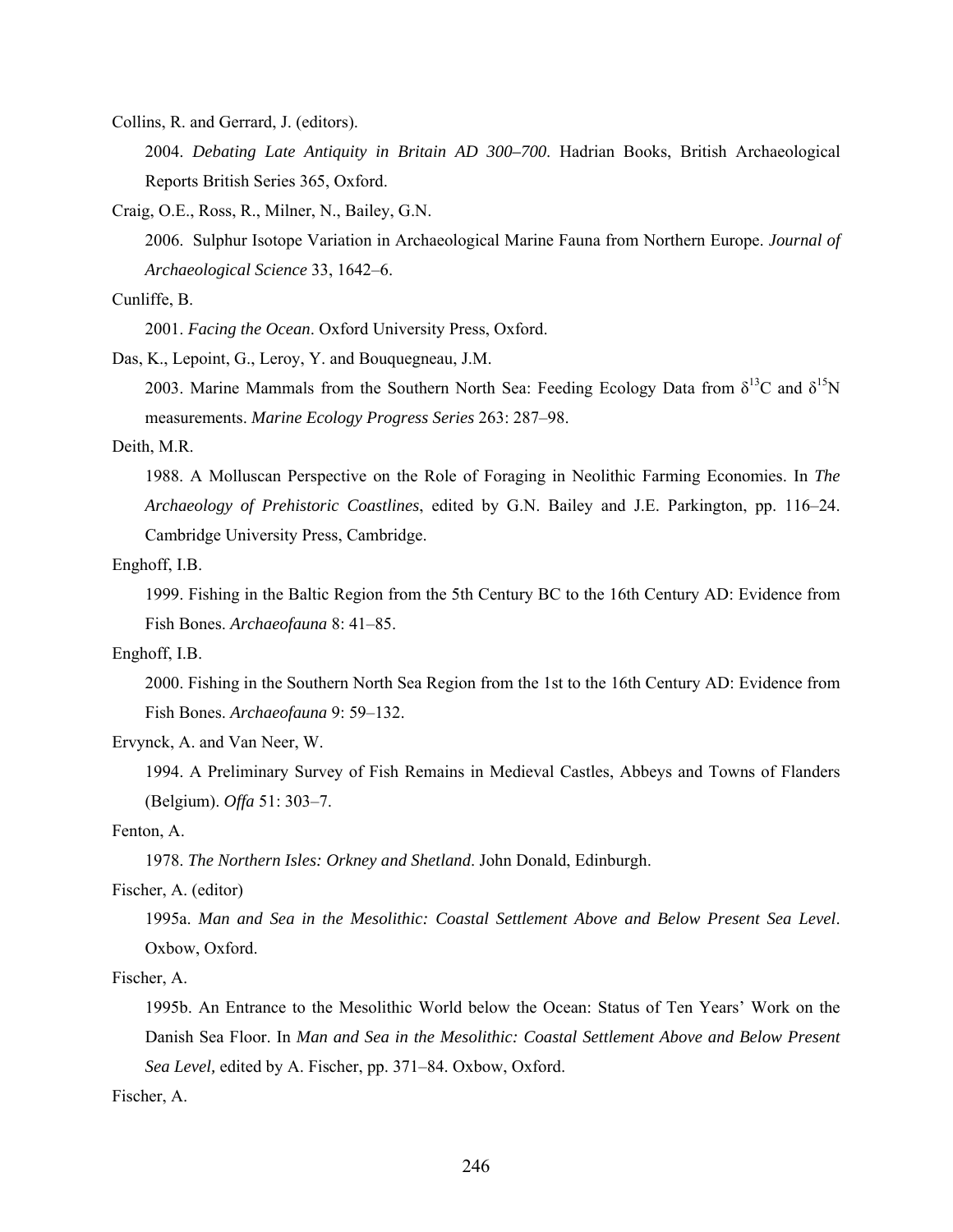Collins, R. and Gerrard, J. (editors).

2004. *Debating Late Antiquity in Britain AD 300–700*. Hadrian Books, British Archaeological Reports British Series 365, Oxford.

Craig, O.E., Ross, R., Milner, N., Bailey, G.N.

2006. Sulphur Isotope Variation in Archaeological Marine Fauna from Northern Europe. *Journal of Archaeological Science* 33, 1642–6.

Cunliffe, B.

2001. *Facing the Ocean*. Oxford University Press, Oxford.

Das, K., Lepoint, G., Leroy, Y. and Bouquegneau, J.M.

2003. Marine Mammals from the Southern North Sea: Feeding Ecology Data from $\delta^{13}$C and $\delta^{15}$N measurements. *Marine Ecology Progress Series* 263: 287–98.

Deith, M.R.

1988. A Molluscan Perspective on the Role of Foraging in Neolithic Farming Economies. In *The Archaeology of Prehistoric Coastlines*, edited by G.N. Bailey and J.E. Parkington, pp. 116–24. Cambridge University Press, Cambridge.

Enghoff, I.B.

1999. Fishing in the Baltic Region from the 5th Century BC to the 16th Century AD: Evidence from Fish Bones. *Archaeofauna* 8: 41–85.

Enghoff, I.B.

2000. Fishing in the Southern North Sea Region from the 1st to the 16th Century AD: Evidence from Fish Bones. *Archaeofauna* 9: 59–132.

Ervynck, A. and Van Neer, W.

1994. A Preliminary Survey of Fish Remains in Medieval Castles, Abbeys and Towns of Flanders (Belgium). *Offa* 51: 303–7.

Fenton, A.

1978. *The Northern Isles: Orkney and Shetland*. John Donald, Edinburgh.

Fischer, A. (editor)

1995a. *Man and Sea in the Mesolithic: Coastal Settlement Above and Below Present Sea Level*. Oxbow, Oxford.

Fischer, A.

1995b. An Entrance to the Mesolithic World below the Ocean: Status of Ten Years' Work on the Danish Sea Floor. In *Man and Sea in the Mesolithic: Coastal Settlement Above and Below Present Sea Level,* edited by A. Fischer, pp. 371–84. Oxbow, Oxford.

Fischer, A.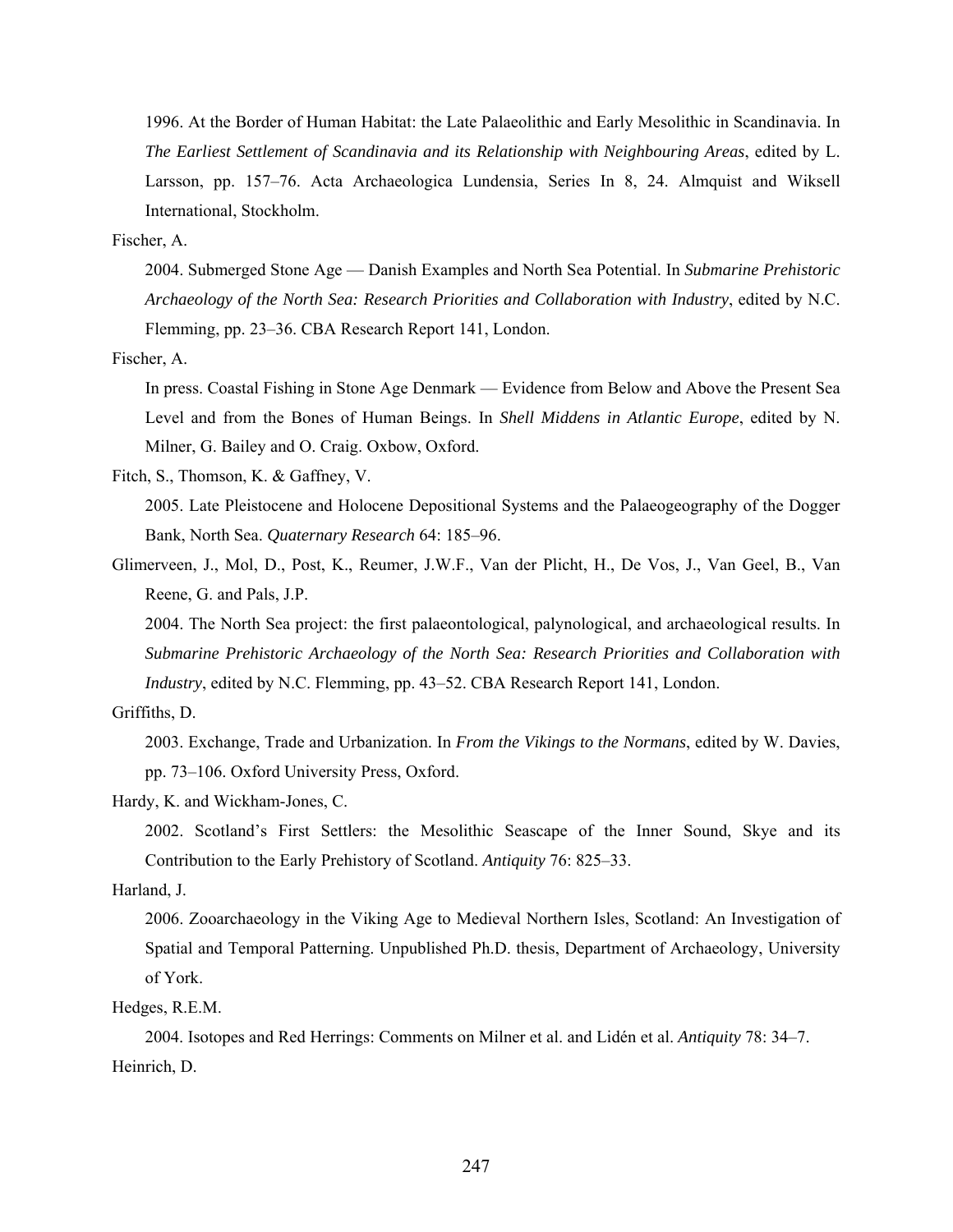1996. At the Border of Human Habitat: the Late Palaeolithic and Early Mesolithic in Scandinavia. In *The Earliest Settlement of Scandinavia and its Relationship with Neighbouring Areas*, edited by L. Larsson, pp. 157–76. Acta Archaeologica Lundensia, Series In 8, 24. Almquist and Wiksell International, Stockholm.

Fischer, A.

2004. Submerged Stone Age — Danish Examples and North Sea Potential. In *Submarine Prehistoric Archaeology of the North Sea: Research Priorities and Collaboration with Industry*, edited by N.C. Flemming, pp. 23–36. CBA Research Report 141, London.

Fischer, A.

In press. Coastal Fishing in Stone Age Denmark — Evidence from Below and Above the Present Sea Level and from the Bones of Human Beings. In *Shell Middens in Atlantic Europe*, edited by N. Milner, G. Bailey and O. Craig. Oxbow, Oxford.

Fitch, S., Thomson, K. & Gaffney, V.

2005. Late Pleistocene and Holocene Depositional Systems and the Palaeogeography of the Dogger Bank, North Sea. *Quaternary Research* 64: 185–96.

Glimerveen, J., Mol, D., Post, K., Reumer, J.W.F., Van der Plicht, H., De Vos, J., Van Geel, B., Van Reene, G. and Pals, J.P.

2004. The North Sea project: the first palaeontological, palynological, and archaeological results. In *Submarine Prehistoric Archaeology of the North Sea: Research Priorities and Collaboration with Industry*, edited by N.C. Flemming, pp. 43–52. CBA Research Report 141, London.

Griffiths, D.

2003. Exchange, Trade and Urbanization. In *From the Vikings to the Normans*, edited by W. Davies, pp. 73–106. Oxford University Press, Oxford.

Hardy, K. and Wickham-Jones, C.

2002. Scotland's First Settlers: the Mesolithic Seascape of the Inner Sound, Skye and its Contribution to the Early Prehistory of Scotland. *Antiquity* 76: 825–33.

Harland, J.

2006. Zooarchaeology in the Viking Age to Medieval Northern Isles, Scotland: An Investigation of Spatial and Temporal Patterning. Unpublished Ph.D. thesis, Department of Archaeology, University of York.

Hedges, R.E.M.

2004. Isotopes and Red Herrings: Comments on Milner et al. and Lidén et al. *Antiquity* 78: 34–7.

Heinrich, D.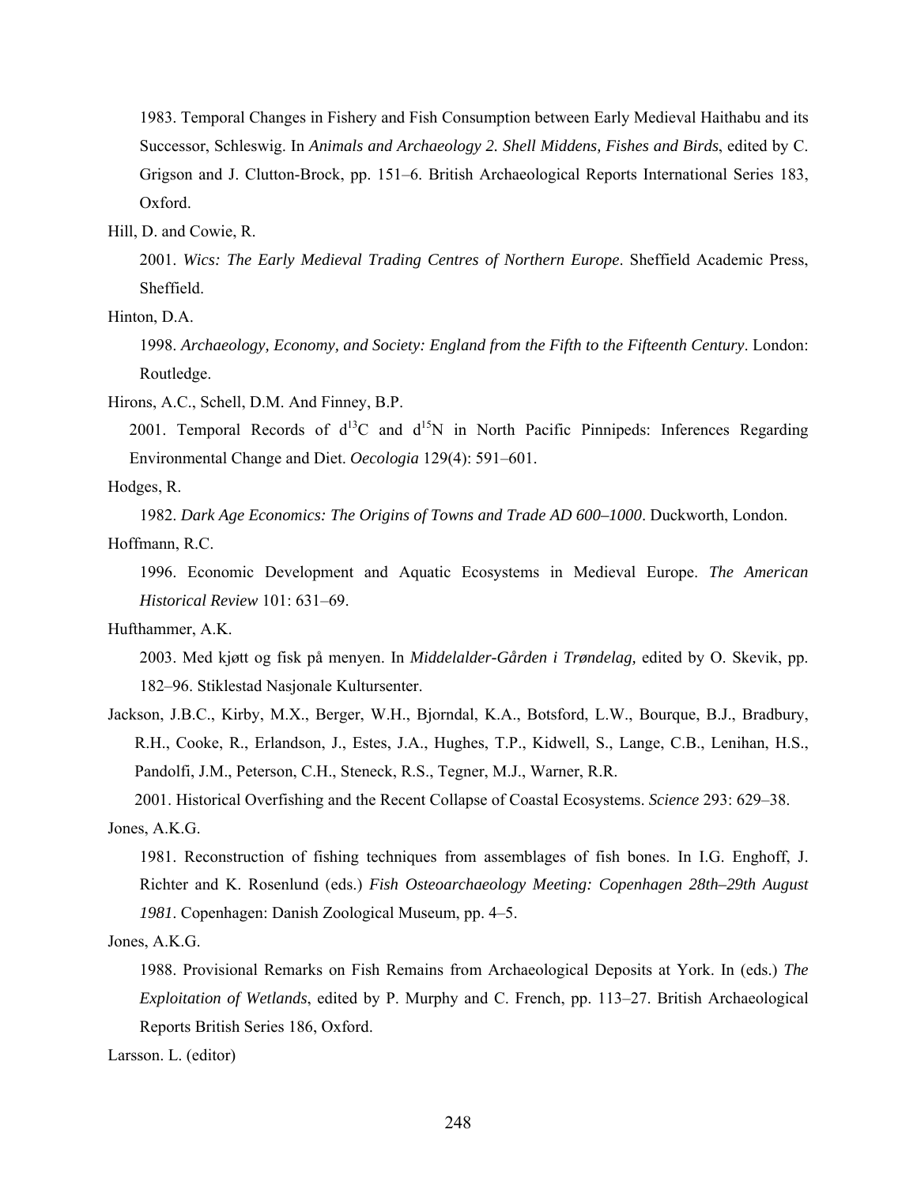1983. Temporal Changes in Fishery and Fish Consumption between Early Medieval Haithabu and its Successor, Schleswig. In *Animals and Archaeology 2. Shell Middens, Fishes and Birds*, edited by C. Grigson and J. Clutton-Brock, pp. 151–6. British Archaeological Reports International Series 183, Oxford.

Hill, D. and Cowie, R.

2001. *Wics: The Early Medieval Trading Centres of Northern Europe*. Sheffield Academic Press, Sheffield.

Hinton, D.A.

1998. *Archaeology, Economy, and Society: England from the Fifth to the Fifteenth Century*. London: Routledge.

Hirons, A.C., Schell, D.M. And Finney, B.P.

2001. Temporal Records of $d^{13}C$ and $d^{15}N$ in North Pacific Pinnipeds: Inferences Regarding Environmental Change and Diet. *Oecologia* 129(4): 591–601.

Hodges, R.

1982. *Dark Age Economics: The Origins of Towns and Trade AD 600–1000*. Duckworth, London.

Hoffmann, R.C.

1996. Economic Development and Aquatic Ecosystems in Medieval Europe. *The American Historical Review* 101: 631–69.

Hufthammer, A.K.

2003. Med kjøtt og fisk på menyen. In *Middelalder-Gården i Trøndelag,* edited by O. Skevik, pp. 182–96. Stiklestad Nasjonale Kultursenter.

Jackson, J.B.C., Kirby, M.X., Berger, W.H., Bjorndal, K.A., Botsford, L.W., Bourque, B.J., Bradbury, R.H., Cooke, R., Erlandson, J., Estes, J.A., Hughes, T.P., Kidwell, S., Lange, C.B., Lenihan, H.S., Pandolfi, J.M., Peterson, C.H., Steneck, R.S., Tegner, M.J., Warner, R.R.

2001. Historical Overfishing and the Recent Collapse of Coastal Ecosystems. *Science* 293: 629–38.

Jones, A.K.G.

1981. Reconstruction of fishing techniques from assemblages of fish bones. In I.G. Enghoff, J. Richter and K. Rosenlund (eds.) *Fish Osteoarchaeology Meeting: Copenhagen 28th–29th August 1981*. Copenhagen: Danish Zoological Museum, pp. 4–5.

Jones, A.K.G.

1988. Provisional Remarks on Fish Remains from Archaeological Deposits at York. In (eds.) *The Exploitation of Wetlands*, edited by P. Murphy and C. French, pp. 113–27. British Archaeological Reports British Series 186, Oxford.

Larsson. L. (editor)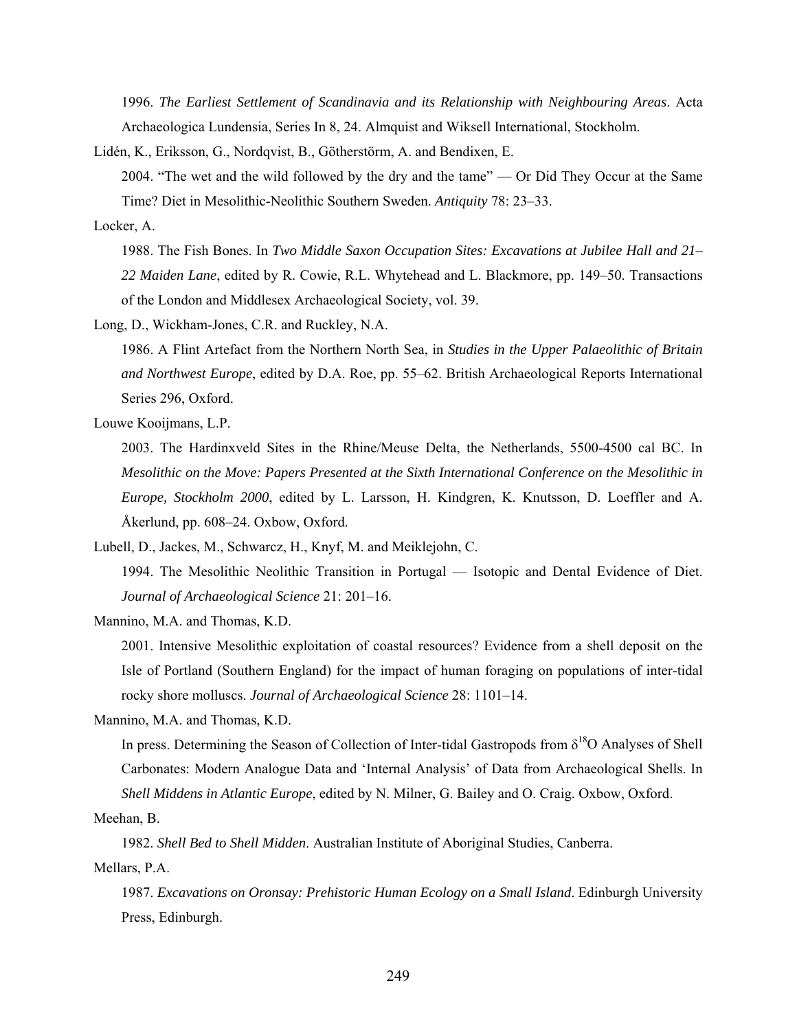1996. *The Earliest Settlement of Scandinavia and its Relationship with Neighbouring Areas*. Acta Archaeologica Lundensia, Series In 8, 24. Almquist and Wiksell International, Stockholm.

Lidén, K., Eriksson, G., Nordqvist, B., Götherstörm, A. and Bendixen, E.

2004. "The wet and the wild followed by the dry and the tame" — Or Did They Occur at the Same Time? Diet in Mesolithic-Neolithic Southern Sweden. *Antiquity* 78: 23–33.

Locker, A.

1988. The Fish Bones. In *Two Middle Saxon Occupation Sites: Excavations at Jubilee Hall and 21–22 Maiden Lane*, edited by R. Cowie, R.L. Whytehead and L. Blackmore, pp. 149–50. Transactions of the London and Middlesex Archaeological Society, vol. 39.

Long, D., Wickham-Jones, C.R. and Ruckley, N.A.

1986. A Flint Artefact from the Northern North Sea, in *Studies in the Upper Palaeolithic of Britain and Northwest Europe*, edited by D.A. Roe, pp. 55–62. British Archaeological Reports International Series 296, Oxford.

Louwe Kooijmans, L.P.

2003. The Hardinxveld Sites in the Rhine/Meuse Delta, the Netherlands, 5500-4500 cal BC. In *Mesolithic on the Move: Papers Presented at the Sixth International Conference on the Mesolithic in Europe, Stockholm 2000*, edited by L. Larsson, H. Kindgren, K. Knutsson, D. Loeffler and A. Åkerlund, pp. 608–24. Oxbow, Oxford.

Lubell, D., Jackes, M., Schwarcz, H., Knyf, M. and Meiklejohn, C.

1994. The Mesolithic Neolithic Transition in Portugal — Isotopic and Dental Evidence of Diet. *Journal of Archaeological Science* 21: 201–16.

Mannino, M.A. and Thomas, K.D.

2001. Intensive Mesolithic exploitation of coastal resources? Evidence from a shell deposit on the Isle of Portland (Southern England) for the impact of human foraging on populations of inter-tidal rocky shore molluscs. *Journal of Archaeological Science* 28: 1101–14.

Mannino, M.A. and Thomas, K.D.

In press. Determining the Season of Collection of Inter-tidal Gastropods from $\delta^{18}O$ Analyses of Shell Carbonates: Modern Analogue Data and 'Internal Analysis' of Data from Archaeological Shells. In *Shell Middens in Atlantic Europe*, edited by N. Milner, G. Bailey and O. Craig. Oxbow, Oxford.

Meehan, B.

1982. *Shell Bed to Shell Midden*. Australian Institute of Aboriginal Studies, Canberra.

Mellars, P.A.

1987. *Excavations on Oronsay: Prehistoric Human Ecology on a Small Island*. Edinburgh University Press, Edinburgh.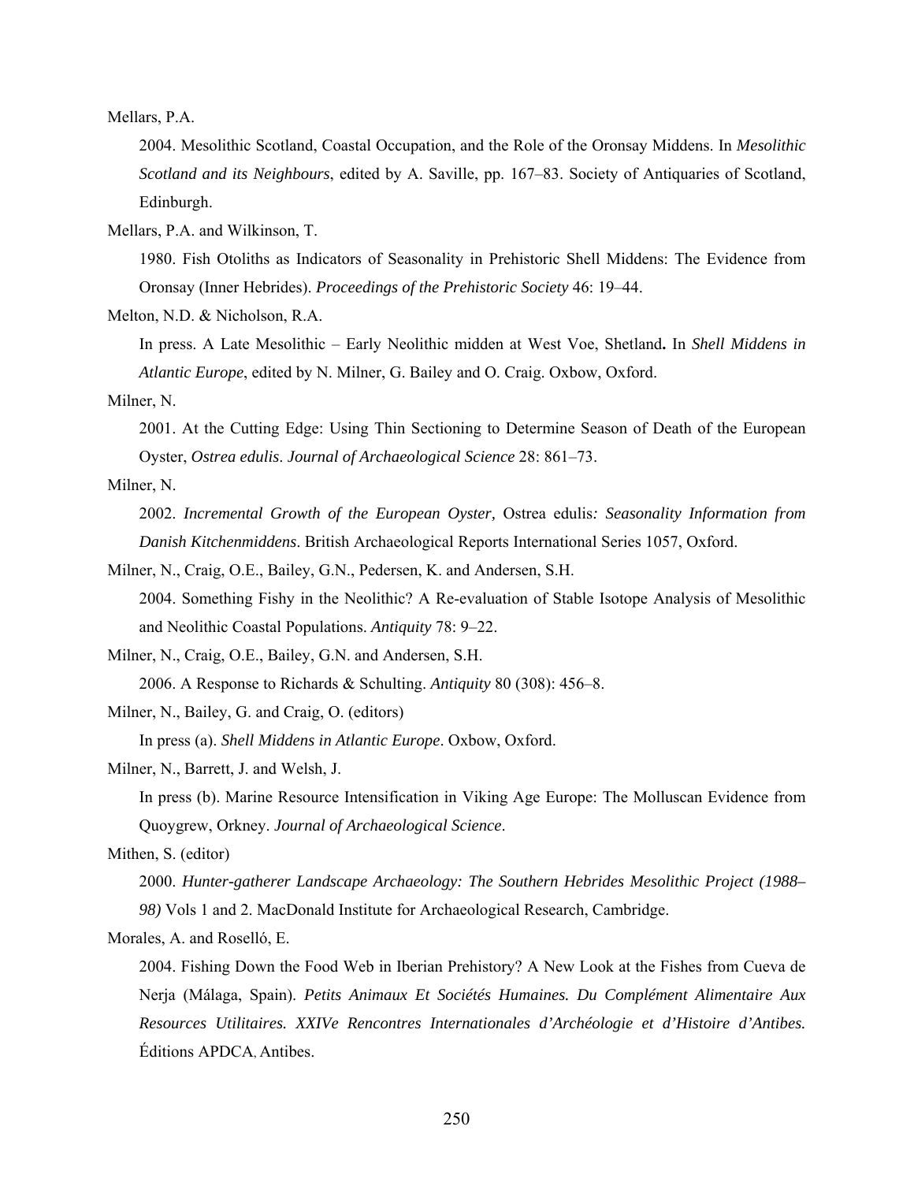Mellars, P.A.

2004. Mesolithic Scotland, Coastal Occupation, and the Role of the Oronsay Middens. In *Mesolithic Scotland and its Neighbours*, edited by A. Saville, pp. 167–83. Society of Antiquaries of Scotland, Edinburgh.

Mellars, P.A. and Wilkinson, T.

1980. Fish Otoliths as Indicators of Seasonality in Prehistoric Shell Middens: The Evidence from Oronsay (Inner Hebrides). *Proceedings of the Prehistoric Society* 46: 19–44.

Melton, N.D. & Nicholson, R.A.

In press. A Late Mesolithic – Early Neolithic midden at West Voe, Shetland**.** In *Shell Middens in Atlantic Europe*, edited by N. Milner, G. Bailey and O. Craig. Oxbow, Oxford.

Milner, N.

2001. At the Cutting Edge: Using Thin Sectioning to Determine Season of Death of the European Oyster, *Ostrea edulis*. *Journal of Archaeological Science* 28: 861–73.

Milner, N.

2002. *Incremental Growth of the European Oyster,* Ostrea edulis*: Seasonality Information from Danish Kitchenmiddens*. British Archaeological Reports International Series 1057, Oxford.

Milner, N., Craig, O.E., Bailey, G.N., Pedersen, K. and Andersen, S.H.

2004. Something Fishy in the Neolithic? A Re-evaluation of Stable Isotope Analysis of Mesolithic and Neolithic Coastal Populations. *Antiquity* 78: 9–22.

Milner, N., Craig, O.E., Bailey, G.N. and Andersen, S.H.

2006. A Response to Richards & Schulting. *Antiquity* 80 (308): 456–8.

Milner, N., Bailey, G. and Craig, O. (editors)

In press (a). *Shell Middens in Atlantic Europe*. Oxbow, Oxford.

Milner, N., Barrett, J. and Welsh, J.

In press (b). Marine Resource Intensification in Viking Age Europe: The Molluscan Evidence from Quoygrew, Orkney. *Journal of Archaeological Science*.

Mithen, S. (editor)

2000. *Hunter-gatherer Landscape Archaeology: The Southern Hebrides Mesolithic Project (1988–98)* Vols 1 and 2. MacDonald Institute for Archaeological Research, Cambridge.

Morales, A. and Roselló, E.

2004. Fishing Down the Food Web in Iberian Prehistory? A New Look at the Fishes from Cueva de Nerja (Málaga, Spain). *Petits Animaux Et Sociétés Humaines. Du Complément Alimentaire Aux Resources Utilitaires. XXIVe Rencontres Internationales d'Archéologie et d'Histoire d'Antibes.* Éditions APDCA, Antibes.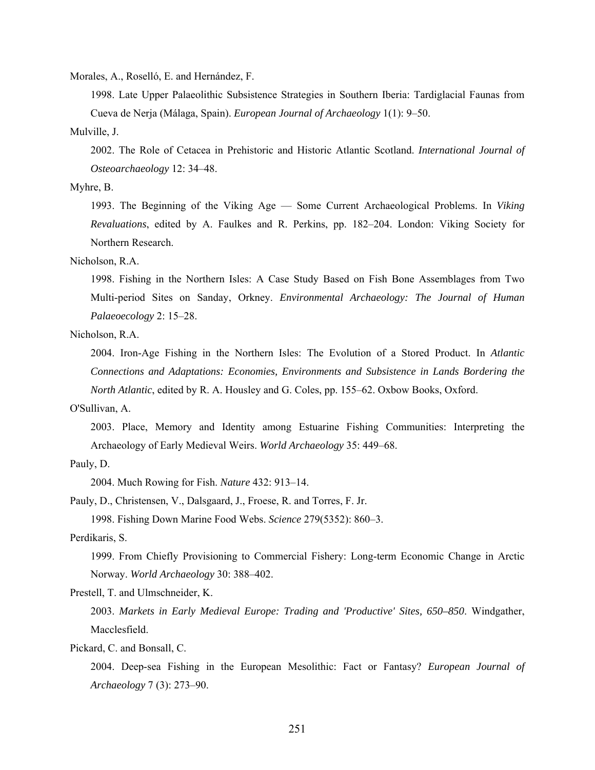Morales, A., Roselló, E. and Hernández, F.

1998. Late Upper Palaeolithic Subsistence Strategies in Southern Iberia: Tardiglacial Faunas from Cueva de Nerja (Málaga, Spain). *European Journal of Archaeology* 1(1): 9–50.

Mulville, J.

2002. The Role of Cetacea in Prehistoric and Historic Atlantic Scotland. *International Journal of Osteoarchaeology* 12: 34–48.

Myhre, B.

1993. The Beginning of the Viking Age — Some Current Archaeological Problems. In *Viking Revaluations*, edited by A. Faulkes and R. Perkins, pp. 182–204. London: Viking Society for Northern Research.

Nicholson, R.A.

1998. Fishing in the Northern Isles: A Case Study Based on Fish Bone Assemblages from Two Multi-period Sites on Sanday, Orkney. *Environmental Archaeology: The Journal of Human Palaeoecology* 2: 15–28.

Nicholson, R.A.

2004. Iron-Age Fishing in the Northern Isles: The Evolution of a Stored Product. In *Atlantic Connections and Adaptations: Economies, Environments and Subsistence in Lands Bordering the North Atlantic*, edited by R. A. Housley and G. Coles, pp. 155–62. Oxbow Books, Oxford.

O'Sullivan, A.

2003. Place, Memory and Identity among Estuarine Fishing Communities: Interpreting the Archaeology of Early Medieval Weirs. *World Archaeology* 35: 449–68.

Pauly, D.

2004. Much Rowing for Fish. *Nature* 432: 913–14.

Pauly, D., Christensen, V., Dalsgaard, J., Froese, R. and Torres, F. Jr.

1998. Fishing Down Marine Food Webs. *Science* 279(5352): 860–3.

Perdikaris, S.

1999. From Chiefly Provisioning to Commercial Fishery: Long-term Economic Change in Arctic Norway. *World Archaeology* 30: 388–402.

Prestell, T. and Ulmschneider, K.

2003. *Markets in Early Medieval Europe: Trading and 'Productive' Sites, 650–850*. Windgather, Macclesfield.

Pickard, C. and Bonsall, C.

2004. Deep-sea Fishing in the European Mesolithic: Fact or Fantasy? *European Journal of Archaeology* 7 (3): 273–90.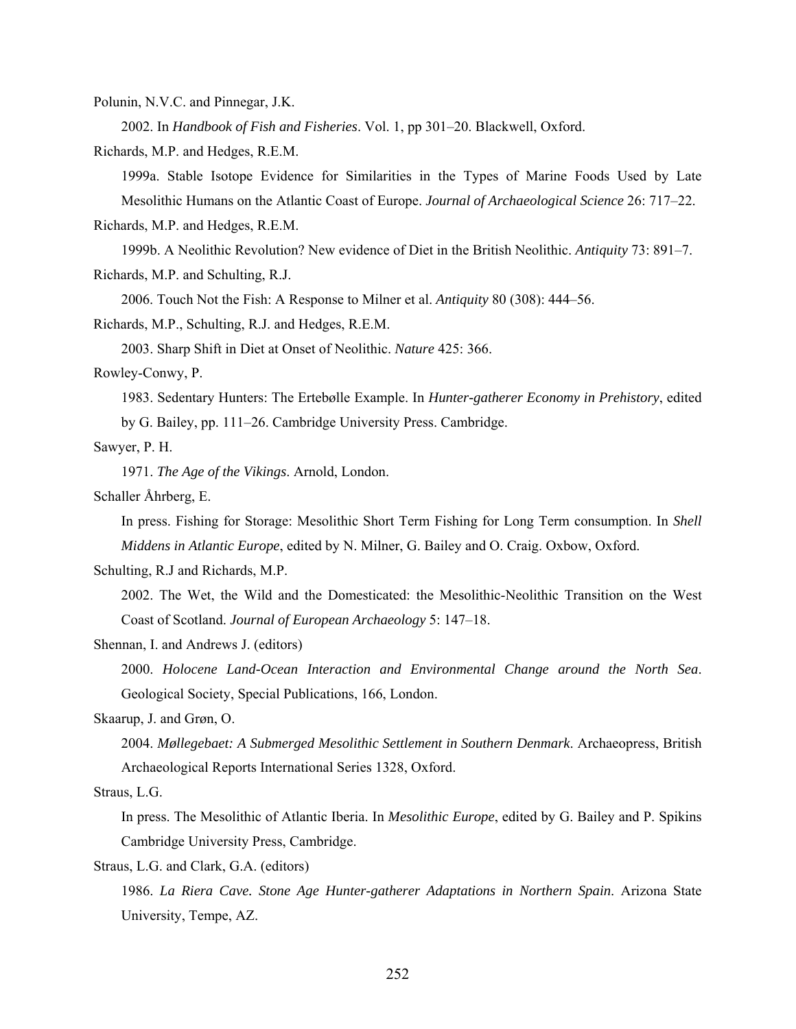Polunin, N.V.C. and Pinnegar, J.K.

2002. In *Handbook of Fish and Fisheries*. Vol. 1, pp 301–20. Blackwell, Oxford.

Richards, M.P. and Hedges, R.E.M.

1999a. Stable Isotope Evidence for Similarities in the Types of Marine Foods Used by Late Mesolithic Humans on the Atlantic Coast of Europe. *Journal of Archaeological Science* 26: 717–22.

Richards, M.P. and Hedges, R.E.M.

1999b. A Neolithic Revolution? New evidence of Diet in the British Neolithic. *Antiquity* 73: 891–7.

Richards, M.P. and Schulting, R.J.

2006. Touch Not the Fish: A Response to Milner et al. *Antiquity* 80 (308): 444–56.

Richards, M.P., Schulting, R.J. and Hedges, R.E.M.

2003. Sharp Shift in Diet at Onset of Neolithic. *Nature* 425: 366.

Rowley-Conwy, P.

1983. Sedentary Hunters: The Ertebølle Example. In *Hunter-gatherer Economy in Prehistory*, edited by G. Bailey, pp. 111–26. Cambridge University Press. Cambridge.

Sawyer, P. H.

1971. *The Age of the Vikings*. Arnold, London.

Schaller Åhrberg, E.

In press. Fishing for Storage: Mesolithic Short Term Fishing for Long Term consumption. In *Shell Middens in Atlantic Europe*, edited by N. Milner, G. Bailey and O. Craig. Oxbow, Oxford.

Schulting, R.J and Richards, M.P.

2002. The Wet, the Wild and the Domesticated: the Mesolithic-Neolithic Transition on the West Coast of Scotland. *Journal of European Archaeology* 5: 147–18.

Shennan, I. and Andrews J. (editors)

2000. *Holocene Land-Ocean Interaction and Environmental Change around the North Sea*. Geological Society, Special Publications, 166, London.

Skaarup, J. and Grøn, O.

2004. *Møllegebaet: A Submerged Mesolithic Settlement in Southern Denmark*. Archaeopress, British Archaeological Reports International Series 1328, Oxford.

Straus, L.G.

In press. The Mesolithic of Atlantic Iberia. In *Mesolithic Europe*, edited by G. Bailey and P. Spikins Cambridge University Press, Cambridge.

Straus, L.G. and Clark, G.A. (editors)

1986. *La Riera Cave. Stone Age Hunter-gatherer Adaptations in Northern Spain*. Arizona State University, Tempe, AZ.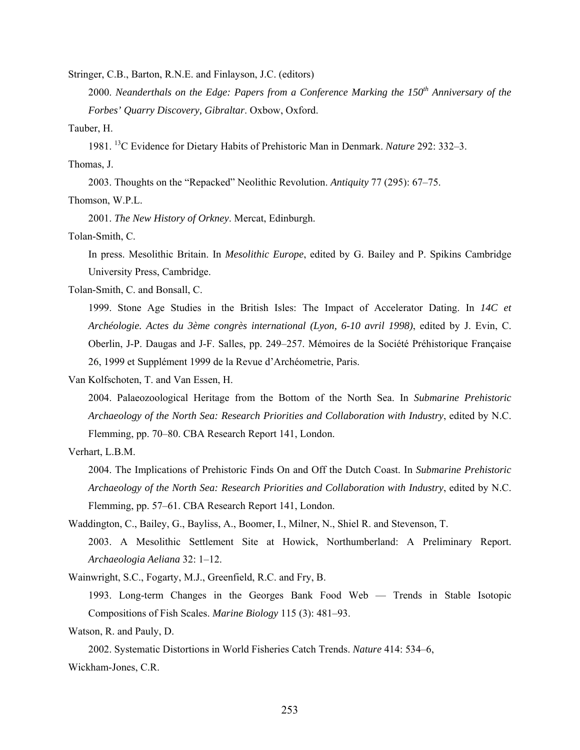Stringer, C.B., Barton, R.N.E. and Finlayson, J.C. (editors)

2000. *Neanderthals on the Edge: Papers from a Conference Marking the 150$^{th}$ Anniversary of the Forbes' Quarry Discovery, Gibraltar*. Oxbow, Oxford.

Tauber, H.

1981. $^{13}$C Evidence for Dietary Habits of Prehistoric Man in Denmark. *Nature* 292: 332–3.

Thomas, J.

2003. Thoughts on the "Repacked" Neolithic Revolution. *Antiquity* 77 (295): 67–75.

Thomson, W.P.L.

2001. *The New History of Orkney*. Mercat, Edinburgh.

Tolan-Smith, C.

In press. Mesolithic Britain. In *Mesolithic Europe*, edited by G. Bailey and P. Spikins Cambridge University Press, Cambridge.

Tolan-Smith, C. and Bonsall, C.

1999. Stone Age Studies in the British Isles: The Impact of Accelerator Dating. In *14C et Archéologie. Actes du 3ème congrès international (Lyon, 6-10 avril 1998)*, edited by J. Evin, C. Oberlin, J-P. Daugas and J-F. Salles, pp. 249–257. Mémoires de la Société Préhistorique Française 26, 1999 et Supplément 1999 de la Revue d'Archéometrie, Paris.

Van Kolfschoten, T. and Van Essen, H.

2004. Palaeozoological Heritage from the Bottom of the North Sea. In *Submarine Prehistoric Archaeology of the North Sea: Research Priorities and Collaboration with Industry*, edited by N.C. Flemming, pp. 70–80. CBA Research Report 141, London.

Verhart, L.B.M.

2004. The Implications of Prehistoric Finds On and Off the Dutch Coast. In *Submarine Prehistoric Archaeology of the North Sea: Research Priorities and Collaboration with Industry*, edited by N.C. Flemming, pp. 57–61. CBA Research Report 141, London.

Waddington, C., Bailey, G., Bayliss, A., Boomer, I., Milner, N., Shiel R. and Stevenson, T.

2003. A Mesolithic Settlement Site at Howick, Northumberland: A Preliminary Report. *Archaeologia Aeliana* 32: 1–12.

Wainwright, S.C., Fogarty, M.J., Greenfield, R.C. and Fry, B.

1993. Long-term Changes in the Georges Bank Food Web — Trends in Stable Isotopic Compositions of Fish Scales. *Marine Biology* 115 (3): 481–93.

Watson, R. and Pauly, D.

2002. Systematic Distortions in World Fisheries Catch Trends. *Nature* 414: 534–6,

Wickham-Jones, C.R.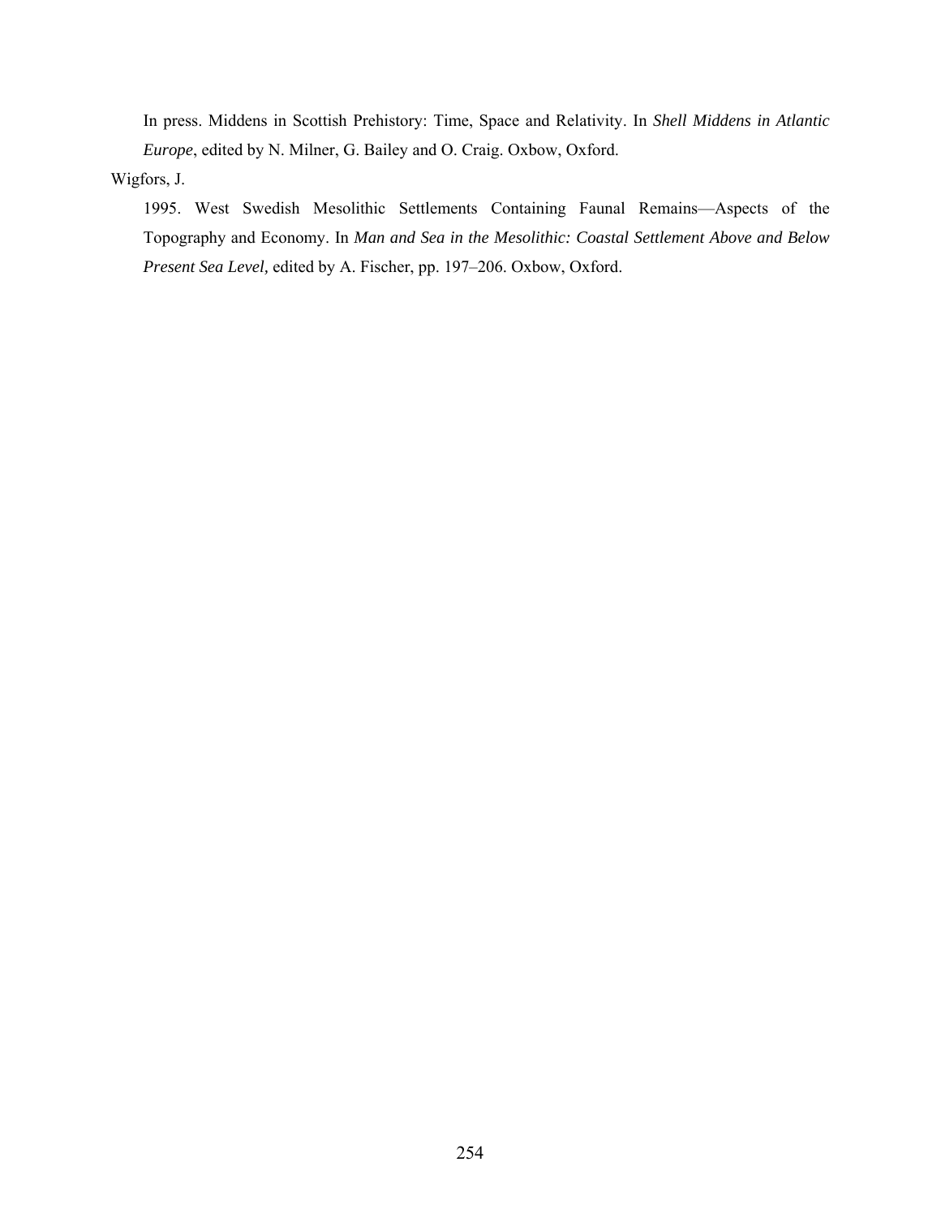In press. Middens in Scottish Prehistory: Time, Space and Relativity. In *Shell Middens in Atlantic Europe*, edited by N. Milner, G. Bailey and O. Craig. Oxbow, Oxford.

Wigfors, J.

1995. West Swedish Mesolithic Settlements Containing Faunal Remains—Aspects of the Topography and Economy. In *Man and Sea in the Mesolithic: Coastal Settlement Above and Below Present Sea Level,* edited by A. Fischer, pp. 197–206. Oxbow, Oxford.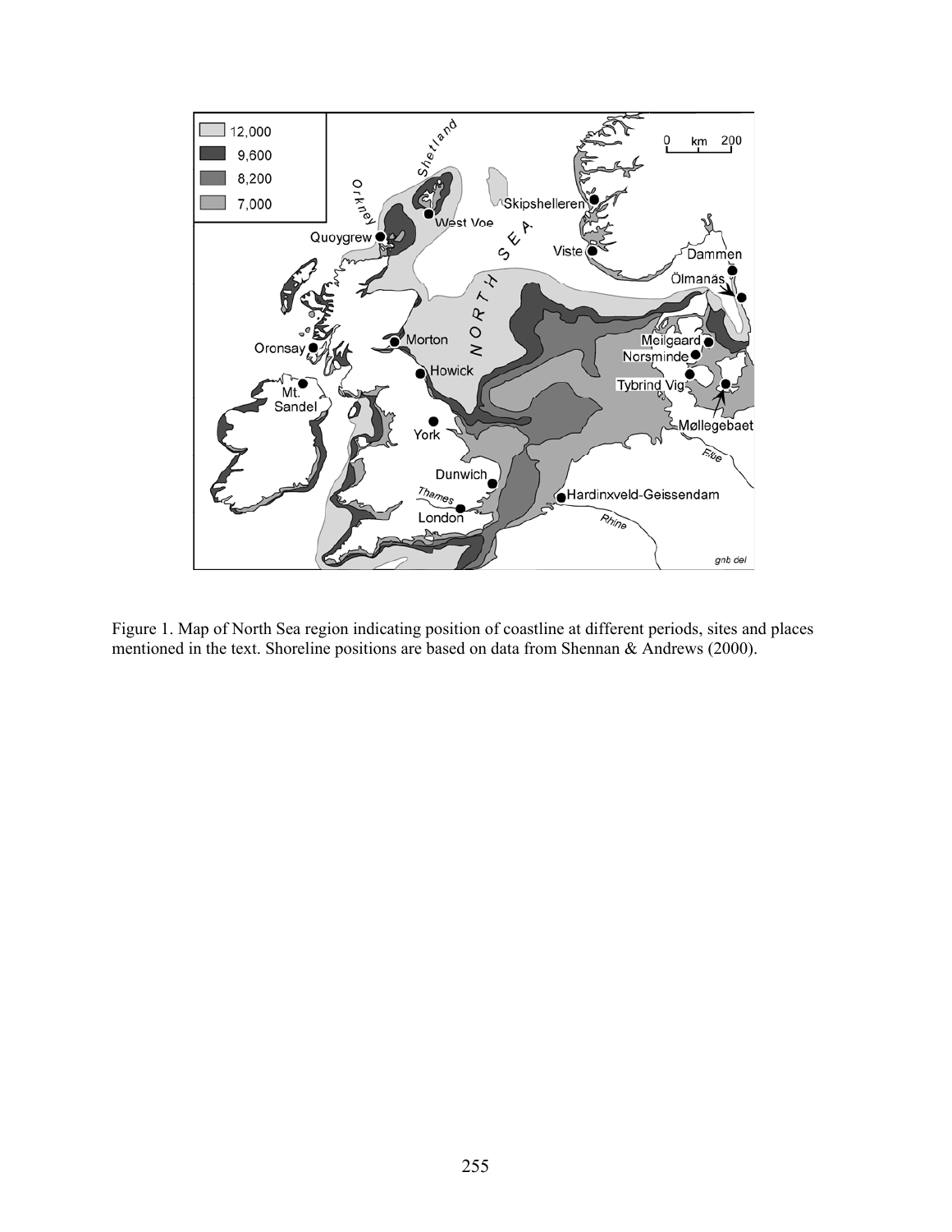Figure 1. Map of North Sea region indicating position of coastline at different periods, sites and places mentioned in the text. Shoreline positions are based on data from Shennan & Andrews (2000).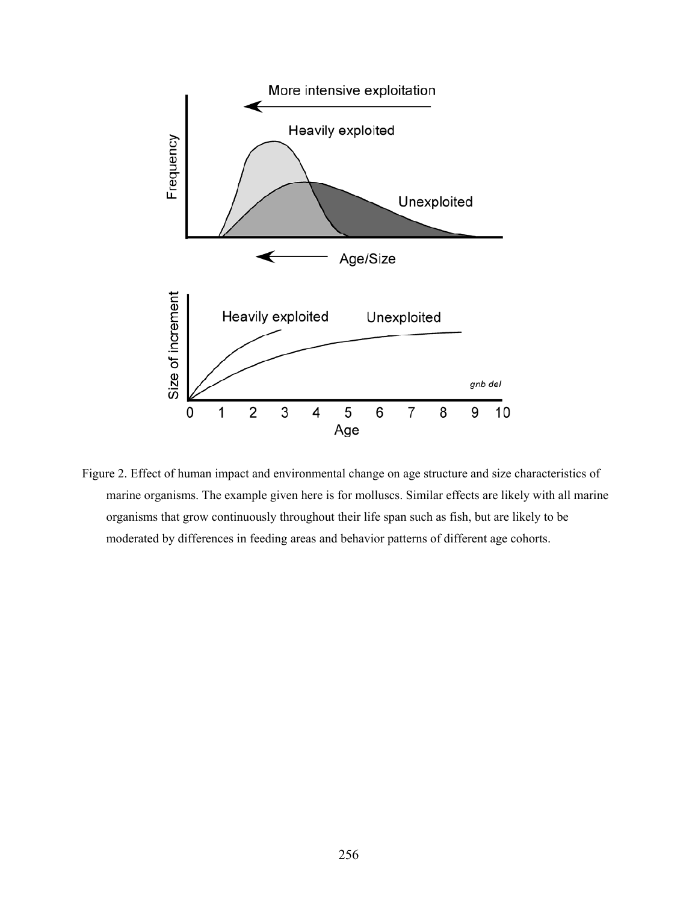Figure 2. Effect of human impact and environmental change on age structure and size characteristics of marine organisms. The example given here is for molluscs. Similar effects are likely with all marine organisms that grow continuously throughout their life span such as fish, but are likely to be moderated by differences in feeding areas and behavior patterns of different age cohorts.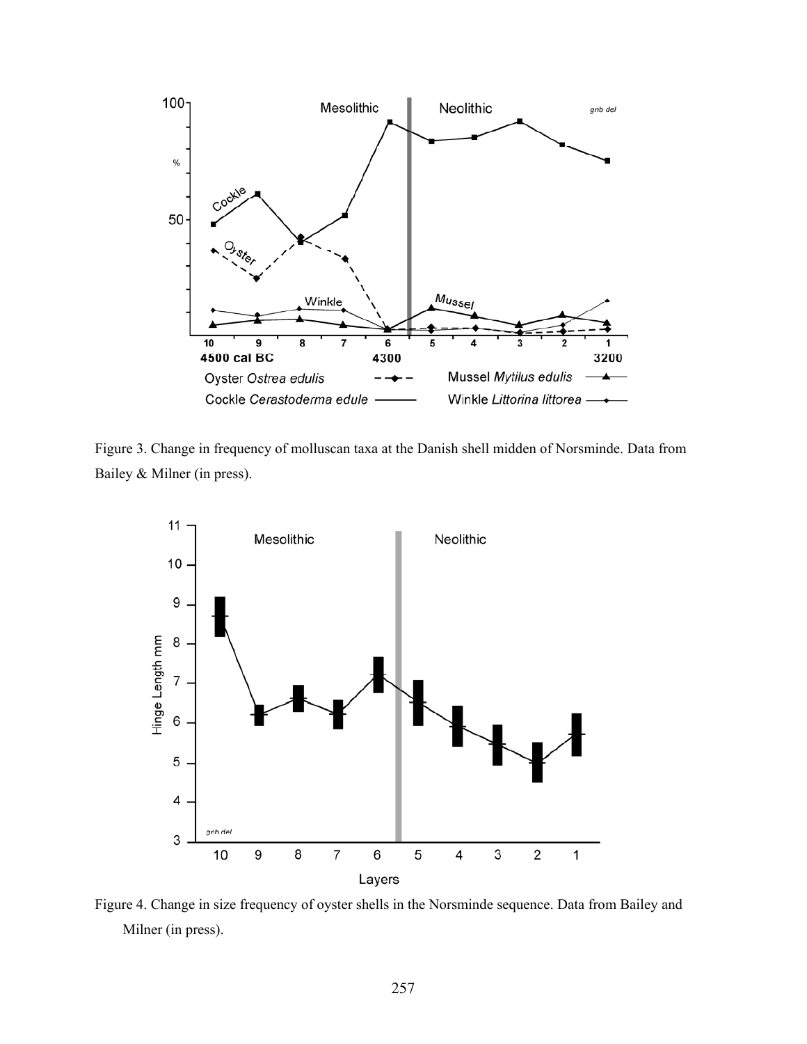Figure 3. Change in frequency of molluscan taxa at the Danish shell midden of Norsminde. Data from Bailey & Milner (in press).

Figure 4. Change in size frequency of oyster shells in the Norsminde sequence. Data from Bailey and Milner (in press).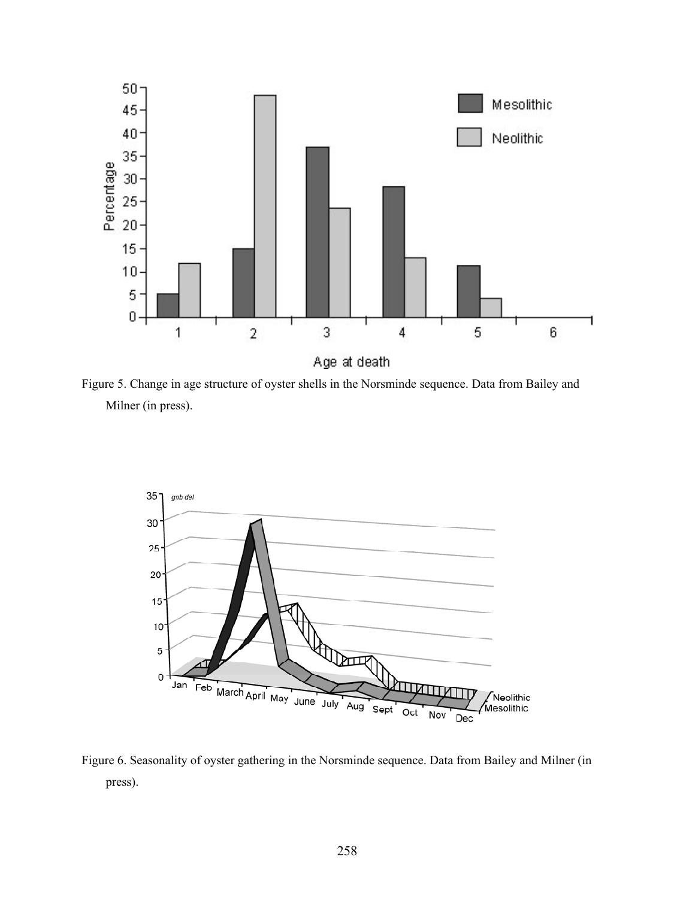Figure 5. Change in age structure of oyster shells in the Norsminde sequence. Data from Bailey and Milner (in press).

Figure 6. Seasonality of oyster gathering in the Norsminde sequence. Data from Bailey and Milner (in press).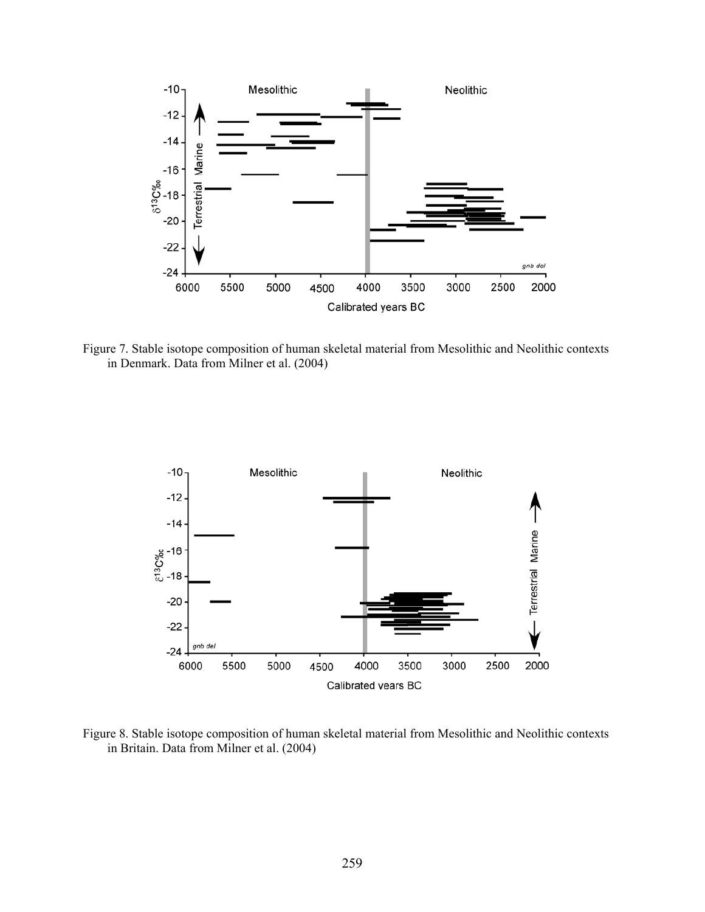Figure 7. Stable isotope composition of human skeletal material from Mesolithic and Neolithic contexts in Denmark. Data from Milner et al. (2004)

Figure 8. Stable isotope composition of human skeletal material from Mesolithic and Neolithic contexts in Britain. Data from Milner et al. (2004)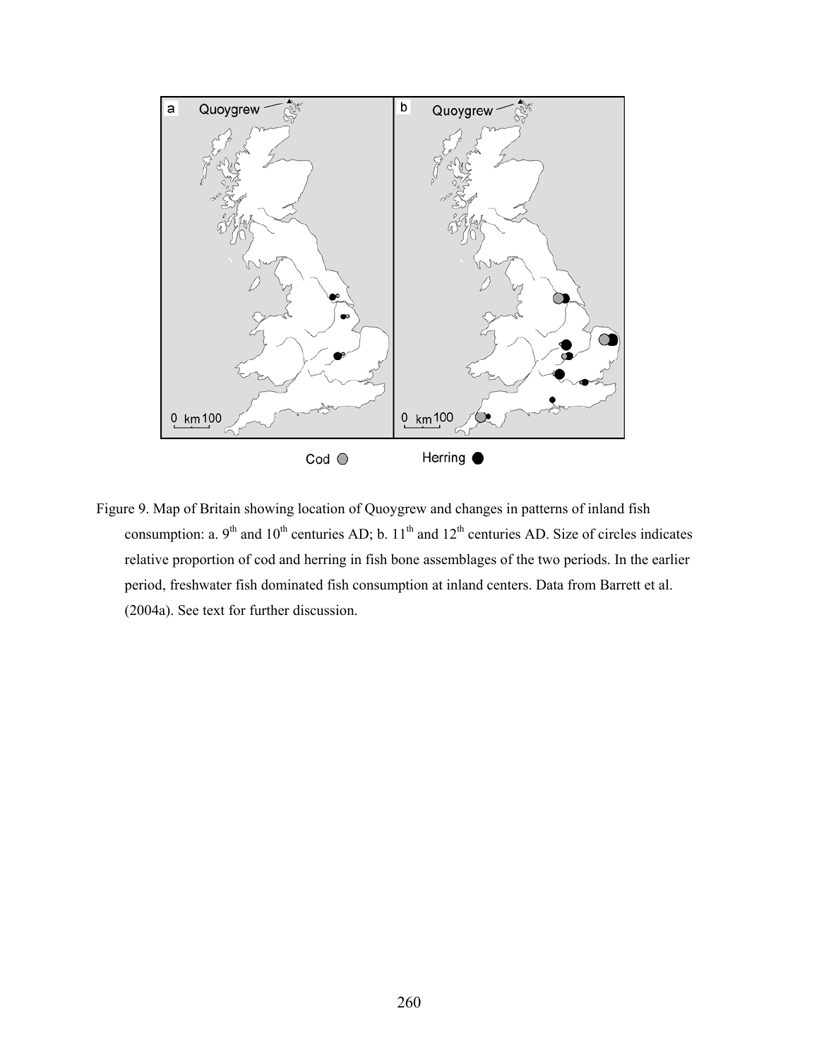Figure 9. Map of Britain showing location of Quoygrew and changes in patterns of inland fish consumption: a. 9th and 10th centuries AD; b. 11th and 12th centuries AD. Size of circles indicates relative proportion of cod and herring in fish bone assemblages of the two periods. In the earlier period, freshwater fish dominated fish consumption at inland centers. Data from Barrett et al. (2004a). See text for further discussion.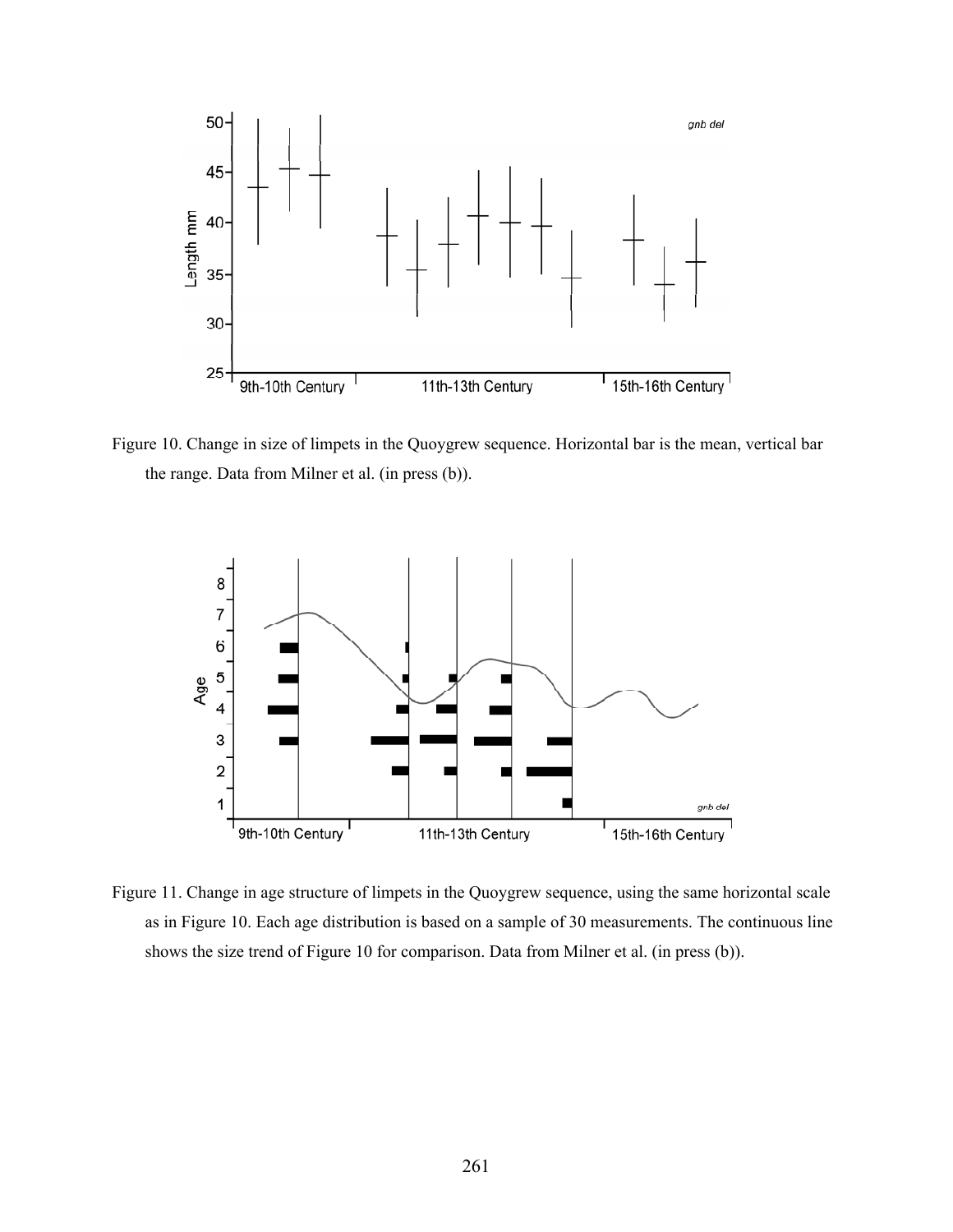Figure 10. Change in size of limpets in the Quoygrew sequence. Horizontal bar is the mean, vertical bar the range. Data from Milner et al. (in press (b)).

Figure 11. Change in age structure of limpets in the Quoygrew sequence, using the same horizontal scale as in Figure 10. Each age distribution is based on a sample of 30 measurements. The continuous line shows the size trend of Figure 10 for comparison. Data from Milner et al. (in press (b)).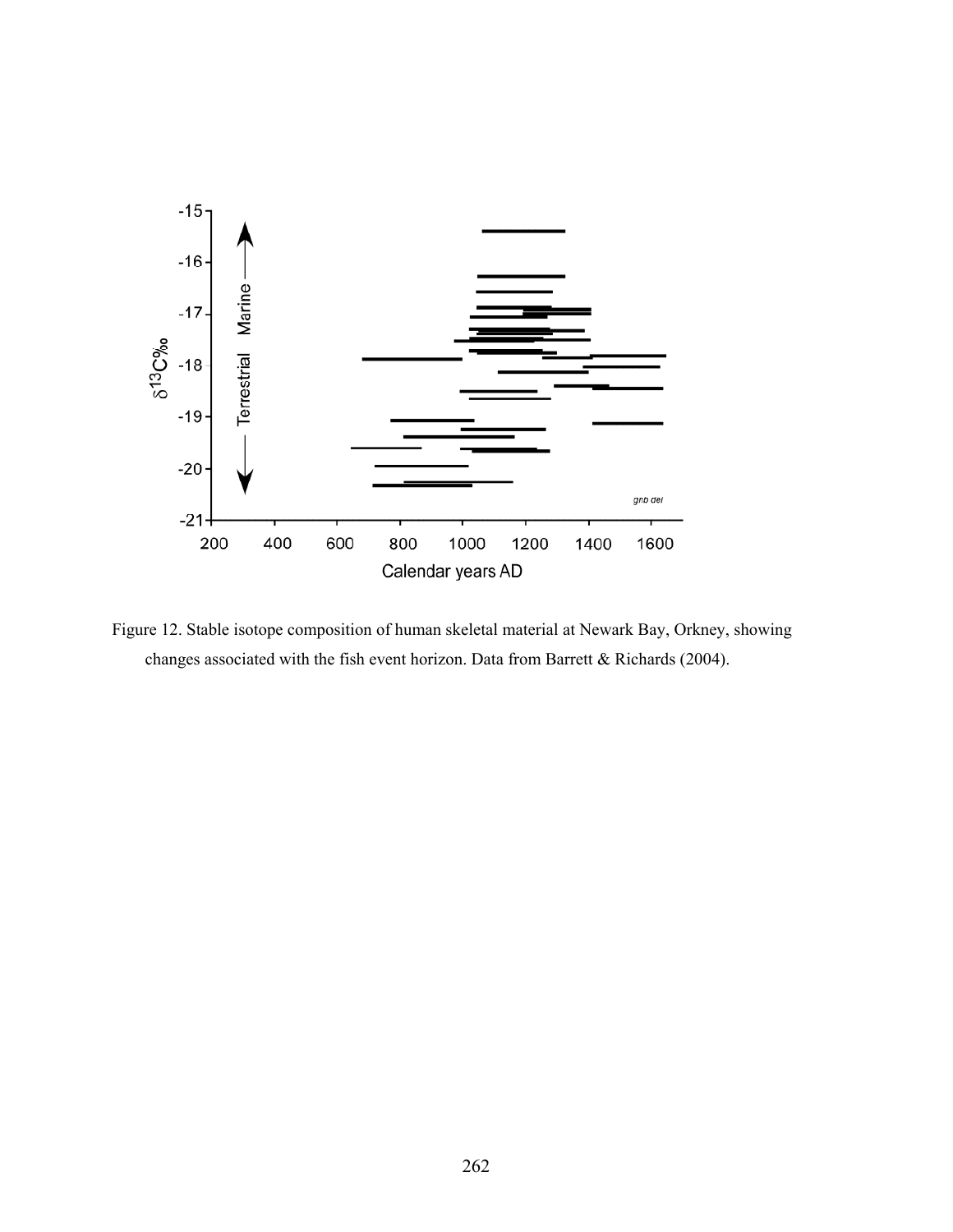Figure 12. Stable isotope composition of human skeletal material at Newark Bay, Orkney, showing changes associated with the fish event horizon. Data from Barrett & Richards (2004).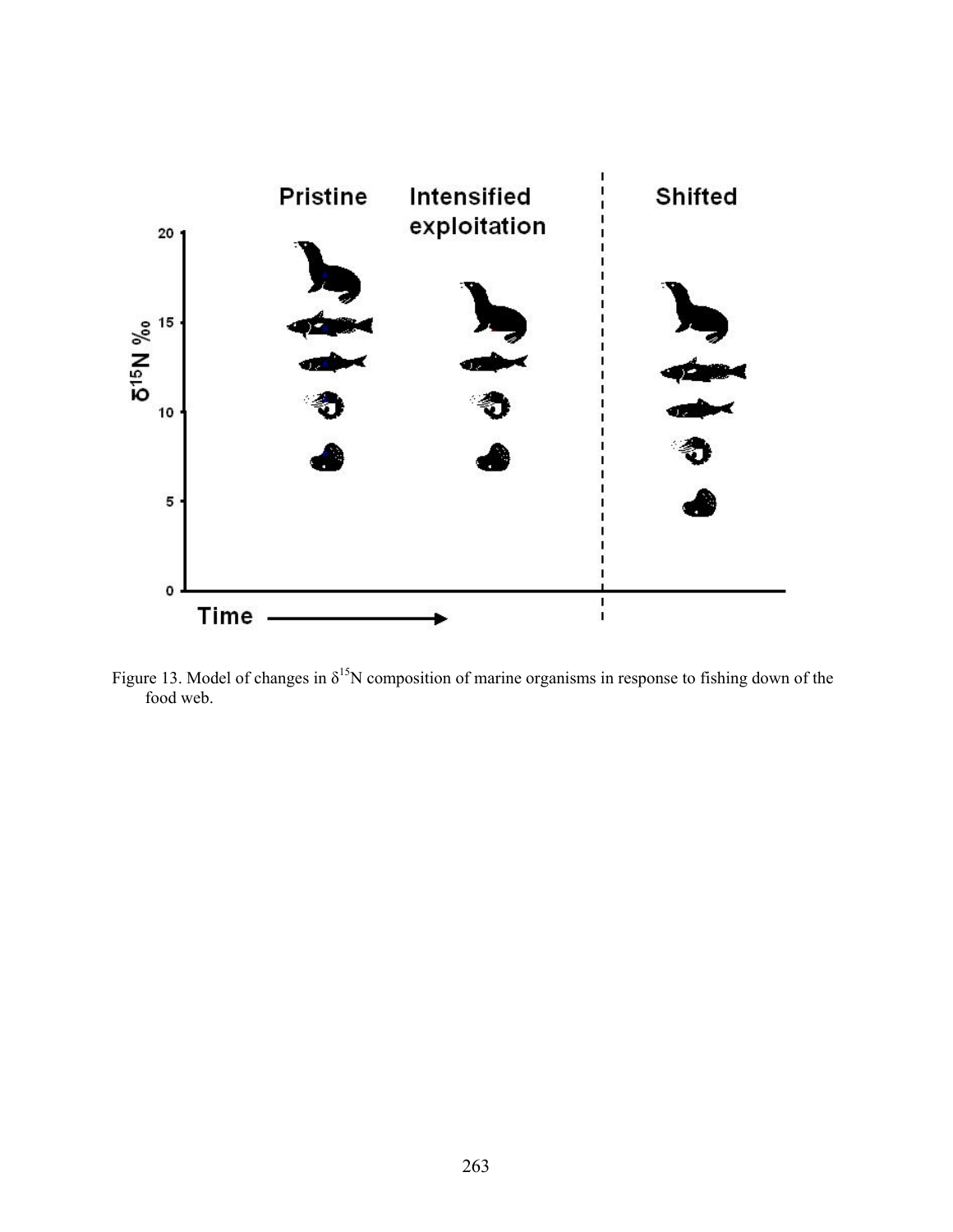Pristine

Intensified exploitation

Shifted

20

15

10

5

0

$\delta^{15}N$ ‰

Time

Figure 13. Model of changes in $\delta^{15}N$ composition of marine organisms in response to fishing down of the food web.